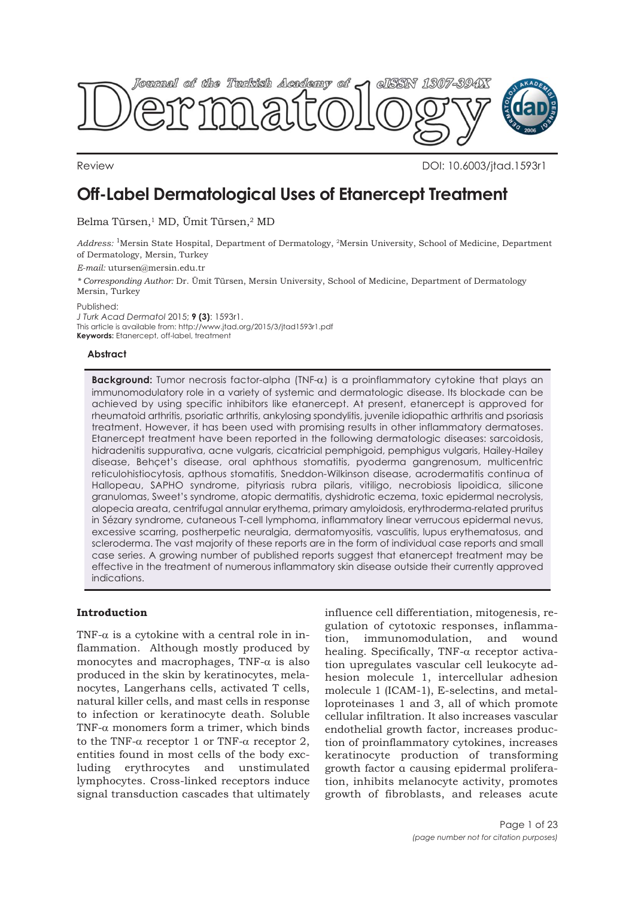Review

DOI: 10.6003/jtad.1593r1

# Off-Label Dermatological Uses of Etanercept Treatment

Belma Türsen,[1] MD, Ümit Türsen,[2] MD

*Address:* [1]Mersin State Hospital, Department of Dermatology, [2]Mersin University, School of Medicine, Department of Dermatology, Mersin, Turkey

*E-mail:* utursen@mersin.edu.tr

*\* Corresponding Author:* Dr. Ümit Türsen, Mersin University, School of Medicine, Department of Dermatology Mersin, Turkey

Published:
*J Turk Acad Dermatol* 2015; **9 (3)**: 1593r1.
This article is available from: http://www.jtad.org/2015/3/jtad1593r1.pdf
**Keywords:** Etanercept, off-label, treatment

## Abstract

**Background:** Tumor necrosis factor-alpha (TNF-α) is a proinflammatory cytokine that plays an immunomodulatory role in a variety of systemic and dermatologic disease. Its blockade can be achieved by using specific inhibitors like etanercept. At present, etanercept is approved for rheumatoid arthritis, psoriatic arthritis, ankylosing spondylitis, juvenile idiopathic arthritis and psoriasis treatment. However, it has been used with promising results in other inflammatory dermatoses. Etanercept treatment have been reported in the following dermatologic diseases: sarcoidosis, hidradenitis suppurativa, acne vulgaris, cicatricial pemphigoid, pemphigus vulgaris, Hailey-Hailey disease, Behçet's disease, oral aphthous stomatitis, pyoderma gangrenosum, multicentric reticulohistiocytosis, apthous stomatitis, Sneddon-Wilkinson disease, acrodermatitis continua of Hallopeau, SAPHO syndrome, pityriasis rubra pilaris, vitiligo, necrobiosis lipoidica, silicone granulomas, Sweet's syndrome, atopic dermatitis, dyshidrotic eczema, toxic epidermal necrolysis, alopecia areata, centrifugal annular erythema, primary amyloidosis, erythroderma-related pruritus in Sézary syndrome, cutaneous T-cell lymphoma, inflammatory linear verrucous epidermal nevus, excessive scarring, postherpetic neuralgia, dermatomyositis, vasculitis, lupus erythematosus, and scleroderma. The vast majority of these reports are in the form of individual case reports and small case series. A growing number of published reports suggest that etanercept treatment may be effective in the treatment of numerous inflammatory skin disease outside their currently approved indications.

## Introduction

TNF-α is a cytokine with a central role in inflammation. Although mostly produced by monocytes and macrophages, TNF-α is also produced in the skin by keratinocytes, melanocytes, Langerhans cells, activated T cells, natural killer cells, and mast cells in response to infection or keratinocyte death. Soluble TNF-α monomers form a trimer, which binds to the TNF-α receptor 1 or TNF-α receptor 2, entities found in most cells of the body excluding erythrocytes and unstimulated lymphocytes. Cross-linked receptors induce signal transduction cascades that ultimately influence cell differentiation, mitogenesis, regulation of cytotoxic responses, inflammation, immunomodulation, and wound healing. Specifically, TNF-α receptor activation upregulates vascular cell leukocyte adhesion molecule 1, intercellular adhesion molecule 1 (ICAM-1), E-selectins, and metalloproteinases 1 and 3, all of which promote cellular infiltration. It also increases vascular endothelial growth factor, increases production of proinflammatory cytokines, increases keratinocyte production of transforming growth factor α causing epidermal proliferation, inhibits melanocyte activity, promotes growth of fibroblasts, and releases acute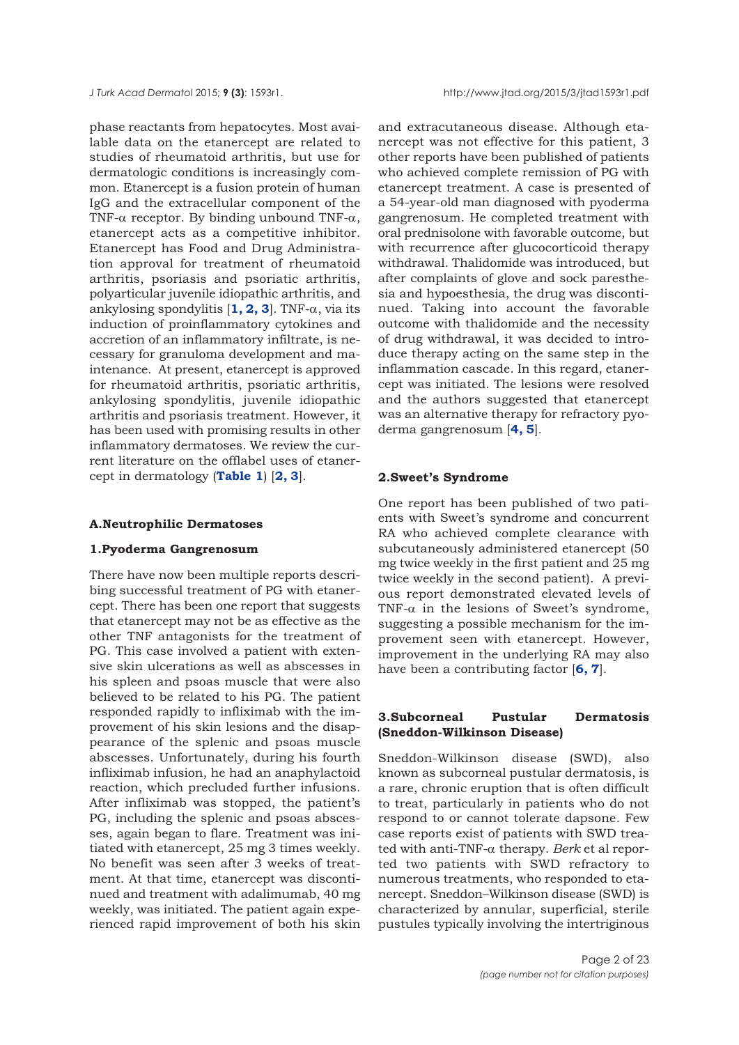phase reactants from hepatocytes. Most available data on the etanercept are related to studies of rheumatoid arthritis, but use for dermatologic conditions is increasingly common. Etanercept is a fusion protein of human IgG and the extracellular component of the TNF-α receptor. By binding unbound TNF-α, etanercept acts as a competitive inhibitor. Etanercept has Food and Drug Administration approval for treatment of rheumatoid arthritis, psoriasis and psoriatic arthritis, polyarticular juvenile idiopathic arthritis, and ankylosing spondylitis [**1, 2, 3**]. TNF-α, via its induction of proinflammatory cytokines and accretion of an inflammatory infiltrate, is necessary for granuloma development and maintenance. At present, etanercept is approved for rheumatoid arthritis, psoriatic arthritis, ankylosing spondylitis, juvenile idiopathic arthritis and psoriasis treatment. However, it has been used with promising results in other inflammatory dermatoses. We review the current literature on the offlabel uses of etanercept in dermatology (**Table 1**) [**2, 3**].

### A.Neutrophilic Dermatoses

#### 1.Pyoderma Gangrenosum

There have now been multiple reports describing successful treatment of PG with etanercept. There has been one report that suggests that etanercept may not be as effective as the other TNF antagonists for the treatment of PG. This case involved a patient with extensive skin ulcerations as well as abscesses in his spleen and psoas muscle that were also believed to be related to his PG. The patient responded rapidly to infliximab with the improvement of his skin lesions and the disappearance of the splenic and psoas muscle abscesses. Unfortunately, during his fourth infliximab infusion, he had an anaphylactoid reaction, which precluded further infusions. After infliximab was stopped, the patient's PG, including the splenic and psoas abscesses, again began to flare. Treatment was initiated with etanercept, 25 mg 3 times weekly. No benefit was seen after 3 weeks of treatment. At that time, etanercept was discontinued and treatment with adalimumab, 40 mg weekly, was initiated. The patient again experienced rapid improvement of both his skin and extracutaneous disease. Although etanercept was not effective for this patient, 3 other reports have been published of patients who achieved complete remission of PG with etanercept treatment. A case is presented of a 54-year-old man diagnosed with pyoderma gangrenosum. He completed treatment with oral prednisolone with favorable outcome, but with recurrence after glucocorticoid therapy withdrawal. Thalidomide was introduced, but after complaints of glove and sock paresthesia and hypoesthesia, the drug was discontinued. Taking into account the favorable outcome with thalidomide and the necessity of drug withdrawal, it was decided to introduce therapy acting on the same step in the inflammation cascade. In this regard, etanercept was initiated. The lesions were resolved and the authors suggested that etanercept was an alternative therapy for refractory pyoderma gangrenosum [**4, 5**].

#### 2.Sweet's Syndrome

One report has been published of two patients with Sweet's syndrome and concurrent RA who achieved complete clearance with subcutaneously administered etanercept (50 mg twice weekly in the first patient and 25 mg twice weekly in the second patient). A previous report demonstrated elevated levels of TNF-α in the lesions of Sweet's syndrome, suggesting a possible mechanism for the improvement seen with etanercept. However, improvement in the underlying RA may also have been a contributing factor [**6, 7**].

#### 3.Subcorneal Pustular Dermatosis (Sneddon-Wilkinson Disease)

Sneddon-Wilkinson disease (SWD), also known as subcorneal pustular dermatosis, is a rare, chronic eruption that is often difficult to treat, particularly in patients who do not respond to or cannot tolerate dapsone. Few case reports exist of patients with SWD treated with anti-TNF-α therapy. *Berk* et al reported two patients with SWD refractory to numerous treatments, who responded to etanercept. Sneddon–Wilkinson disease (SWD) is characterized by annular, superficial, sterile pustules typically involving the intertriginous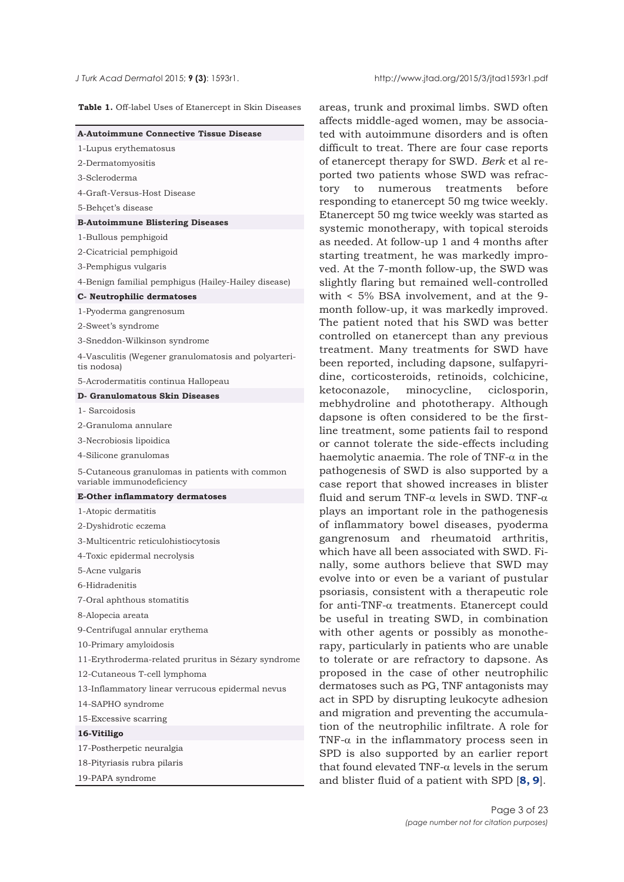**Table 1.** Off-label Uses of Etanercept in Skin Diseases

| **A-Autoimmune Connective Tissue Disease** |
|---|
| 1-Lupus erythematosus |
| 2-Dermatomyositis |
| 3-Scleroderma |
| 4-Graft-Versus-Host Disease |
| 5-Behçet's disease |
| **B-Autoimmune Blistering Diseases** |
| 1-Bullous pemphigoid |
| 2-Cicatricial pemphigoid |
| 3-Pemphigus vulgaris |
| 4-Benign familial pemphigus (Hailey-Hailey disease) |
| **C- Neutrophilic dermatoses** |
| 1-Pyoderma gangrenosum |
| 2-Sweet's syndrome |
| 3-Sneddon-Wilkinson syndrome |
| 4-Vasculitis (Wegener granulomatosis and polyarteritis nodosa) |
| 5-Acrodermatitis continua Hallopeau |
| **D- Granulomatous Skin Diseases** |
| 1- Sarcoidosis |
| 2-Granuloma annulare |
| 3-Necrobiosis lipoidica |
| 4-Silicone granulomas |
| 5-Cutaneous granulomas in patients with common variable immunodeficiency |
| **E-Other inflammatory dermatoses** |
| 1-Atopic dermatitis |
| 2-Dyshidrotic eczema |
| 3-Multicentric reticulohistiocytosis |
| 4-Toxic epidermal necrolysis |
| 5-Acne vulgaris |
| 6-Hidradenitis |
| 7-Oral aphthous stomatitis |
| 8-Alopecia areata |
| 9-Centrifugal annular erythema |
| 10-Primary amyloidosis |
| 11-Erythroderma-related pruritus in Sézary syndrome |
| 12-Cutaneous T-cell lymphoma |
| 13-Inflammatory linear verrucous epidermal nevus |
| 14-SAPHO syndrome |
| 15-Excessive scarring |
| **16-Vitiligo** |
| 17-Postherpetic neuralgia |
| 18-Pityriasis rubra pilaris |
| 19-PAPA syndrome |

areas, trunk and proximal limbs. SWD often affects middle-aged women, may be associated with autoimmune disorders and is often difficult to treat. There are four case reports of etanercept therapy for SWD. *Berk* et al reported two patients whose SWD was refractory to numerous treatments before responding to etanercept 50 mg twice weekly. Etanercept 50 mg twice weekly was started as systemic monotherapy, with topical steroids as needed. At follow-up 1 and 4 months after starting treatment, he was markedly improved. At the 7-month follow-up, the SWD was slightly flaring but remained well-controlled with < 5% BSA involvement, and at the 9-month follow-up, it was markedly improved. The patient noted that his SWD was better controlled on etanercept than any previous treatment. Many treatments for SWD have been reported, including dapsone, sulfapyridine, corticosteroids, retinoids, colchicine, ketoconazole, minocycline, ciclosporin, mebhydroline and phototherapy. Although dapsone is often considered to be the first-line treatment, some patients fail to respond or cannot tolerate the side-effects including haemolytic anaemia. The role of TNF-$\alpha$ in the pathogenesis of SWD is also supported by a case report that showed increases in blister fluid and serum TNF-$\alpha$ levels in SWD. TNF-$\alpha$ plays an important role in the pathogenesis of inflammatory bowel diseases, pyoderma gangrenosum and rheumatoid arthritis, which have all been associated with SWD. Finally, some authors believe that SWD may evolve into or even be a variant of pustular psoriasis, consistent with a therapeutic role for anti-TNF-$\alpha$ treatments. Etanercept could be useful in treating SWD, in combination with other agents or possibly as monotherapy, particularly in patients who are unable to tolerate or are refractory to dapsone. As proposed in the case of other neutrophilic dermatoses such as PG, TNF antagonists may act in SPD by disrupting leukocyte adhesion and migration and preventing the accumulation of the neutrophilic infiltrate. A role for TNF-$\alpha$ in the inflammatory process seen in SPD is also supported by an earlier report that found elevated TNF-$\alpha$ levels in the serum and blister fluid of a patient with SPD [**8, 9**].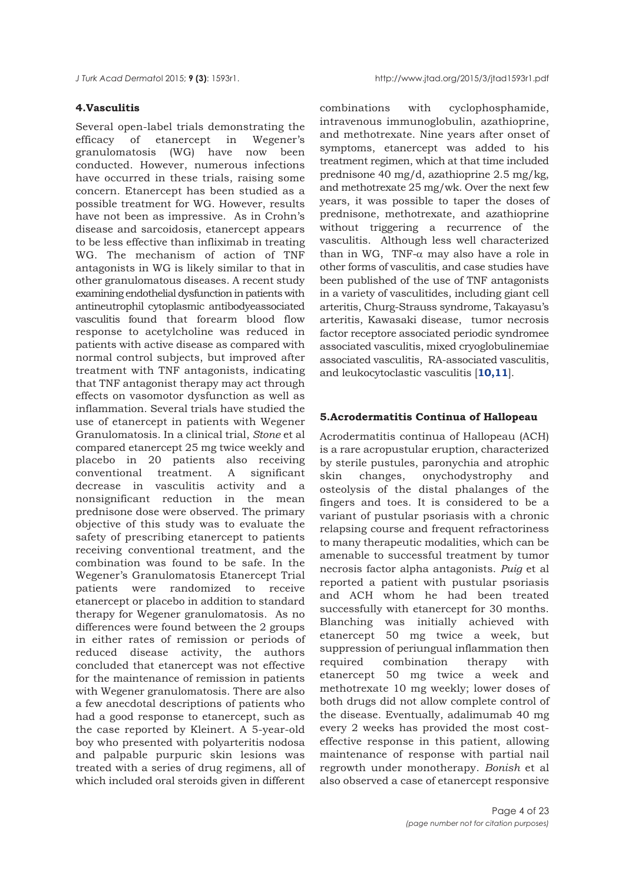## 4.Vasculitis

Several open-label trials demonstrating the efficacy of etanercept in Wegener's granulomatosis (WG) have now been conducted. However, numerous infections have occurred in these trials, raising some concern. Etanercept has been studied as a possible treatment for WG. However, results have not been as impressive. As in Crohn's disease and sarcoidosis, etanercept appears to be less effective than infliximab in treating WG. The mechanism of action of TNF antagonists in WG is likely similar to that in other granulomatous diseases. A recent study examining endothelial dysfunction in patients with antineutrophil cytoplasmic antibodyeassociated vasculitis found that forearm blood flow response to acetylcholine was reduced in patients with active disease as compared with normal control subjects, but improved after treatment with TNF antagonists, indicating that TNF antagonist therapy may act through effects on vasomotor dysfunction as well as inflammation. Several trials have studied the use of etanercept in patients with Wegener Granulomatosis. In a clinical trial, *Stone* et al compared etanercept 25 mg twice weekly and placebo in 20 patients also receiving conventional treatment. A significant decrease in vasculitis activity and a nonsignificant reduction in the mean prednisone dose were observed. The primary objective of this study was to evaluate the safety of prescribing etanercept to patients receiving conventional treatment, and the combination was found to be safe. In the Wegener's Granulomatosis Etanercept Trial patients were randomized to receive etanercept or placebo in addition to standard therapy for Wegener granulomatosis. As no differences were found between the 2 groups in either rates of remission or periods of reduced disease activity, the authors concluded that etanercept was not effective for the maintenance of remission in patients with Wegener granulomatosis. There are also a few anecdotal descriptions of patients who had a good response to etanercept, such as the case reported by Kleinert. A 5-year-old boy who presented with polyarteritis nodosa and palpable purpuric skin lesions was treated with a series of drug regimens, all of which included oral steroids given in different combinations with cyclophosphamide, intravenous immunoglobulin, azathioprine, and methotrexate. Nine years after onset of symptoms, etanercept was added to his treatment regimen, which at that time included prednisone 40 mg/d, azathioprine 2.5 mg/kg, and methotrexate 25 mg/wk. Over the next few years, it was possible to taper the doses of prednisone, methotrexate, and azathioprine without triggering a recurrence of the vasculitis. Although less well characterized than in WG, TNF-$\alpha$ may also have a role in other forms of vasculitis, and case studies have been published of the use of TNF antagonists in a variety of vasculitides, including giant cell arteritis, Churg-Strauss syndrome, Takayasu's arteritis, Kawasaki disease, tumor necrosis factor receptore associated periodic syndromee associated vasculitis, mixed cryoglobulinemiae associated vasculitis, RA-associated vasculitis, and leukocytoclastic vasculitis [**10,11**].

## 5.Acrodermatitis Continua of Hallopeau

Acrodermatitis continua of Hallopeau (ACH) is a rare acropustular eruption, characterized by sterile pustules, paronychia and atrophic skin changes, onychodystrophy and osteolysis of the distal phalanges of the fingers and toes. It is considered to be a variant of pustular psoriasis with a chronic relapsing course and frequent refractoriness to many therapeutic modalities, which can be amenable to successful treatment by tumor necrosis factor alpha antagonists. *Puig* et al reported a patient with pustular psoriasis and ACH whom he had been treated successfully with etanercept for 30 months. Blanching was initially achieved with etanercept 50 mg twice a week, but suppression of periungual inflammation then required combination therapy with etanercept 50 mg twice a week and methotrexate 10 mg weekly; lower doses of both drugs did not allow complete control of the disease. Eventually, adalimumab 40 mg every 2 weeks has provided the most cost-effective response in this patient, allowing maintenance of response with partial nail regrowth under monotherapy. *Bonish* et al also observed a case of etanercept responsive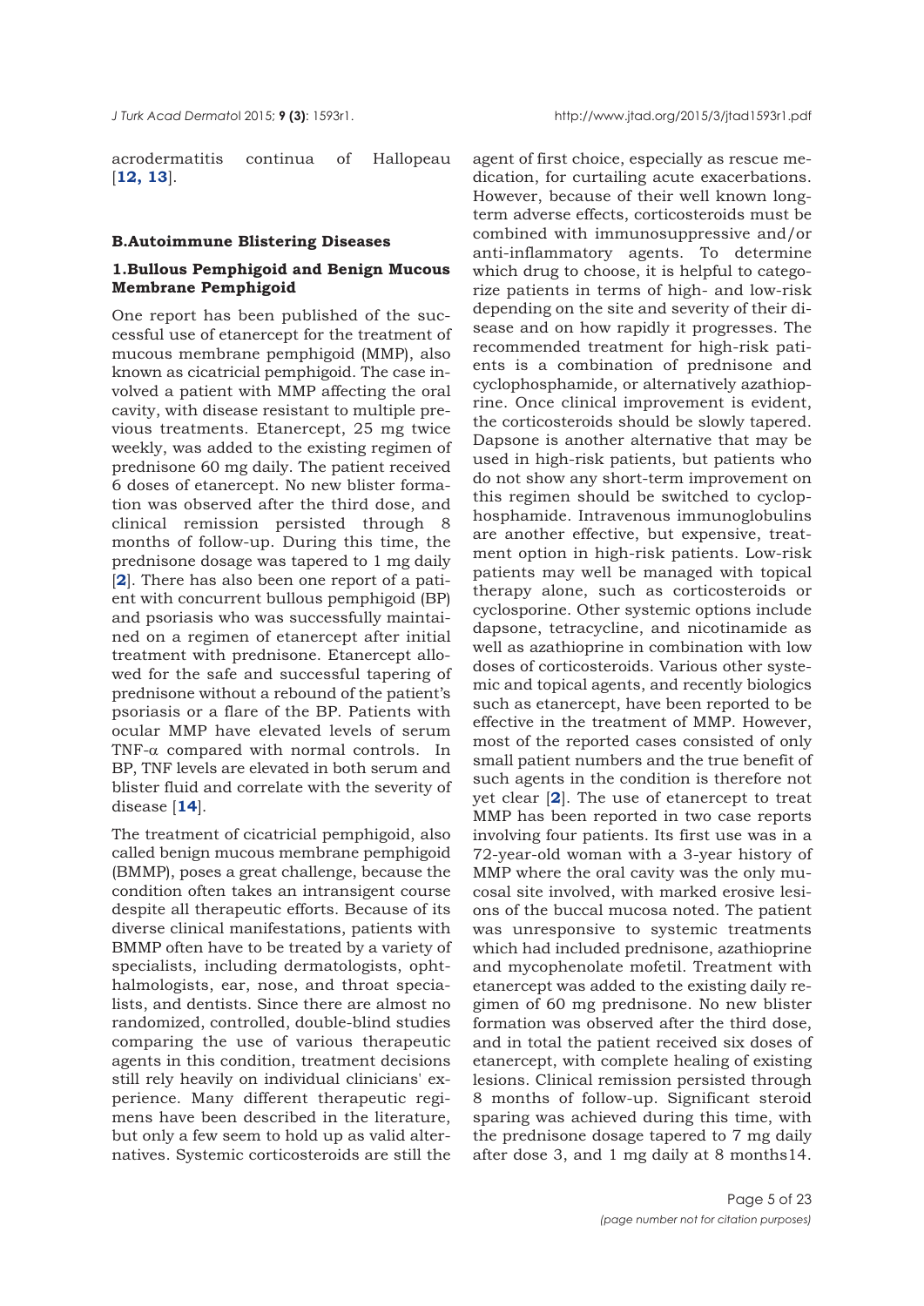acrodermatitis continua of Hallopeau [12, 13].

### B.Autoimmune Blistering Diseases

#### 1.Bullous Pemphigoid and Benign Mucous Membrane Pemphigoid

One report has been published of the successful use of etanercept for the treatment of mucous membrane pemphigoid (MMP), also known as cicatricial pemphigoid. The case involved a patient with MMP affecting the oral cavity, with disease resistant to multiple previous treatments. Etanercept, 25 mg twice weekly, was added to the existing regimen of prednisone 60 mg daily. The patient received 6 doses of etanercept. No new blister formation was observed after the third dose, and clinical remission persisted through 8 months of follow-up. During this time, the prednisone dosage was tapered to 1 mg daily [2]. There has also been one report of a patient with concurrent bullous pemphigoid (BP) and psoriasis who was successfully maintained on a regimen of etanercept after initial treatment with prednisone. Etanercept allowed for the safe and successful tapering of prednisone without a rebound of the patient's psoriasis or a flare of the BP. Patients with ocular MMP have elevated levels of serum TNF-$\alpha$ compared with normal controls. In BP, TNF levels are elevated in both serum and blister fluid and correlate with the severity of disease [14].

The treatment of cicatricial pemphigoid, also called benign mucous membrane pemphigoid (BMMP), poses a great challenge, because the condition often takes an intransigent course despite all therapeutic efforts. Because of its diverse clinical manifestations, patients with BMMP often have to be treated by a variety of specialists, including dermatologists, ophthalmologists, ear, nose, and throat specialists, and dentists. Since there are almost no randomized, controlled, double-blind studies comparing the use of various therapeutic agents in this condition, treatment decisions still rely heavily on individual clinicians' experience. Many different therapeutic regimens have been described in the literature, but only a few seem to hold up as valid alternatives. Systemic corticosteroids are still the agent of first choice, especially as rescue medication, for curtailing acute exacerbations. However, because of their well known long-term adverse effects, corticosteroids must be combined with immunosuppressive and/or anti-inflammatory agents. To determine which drug to choose, it is helpful to categorize patients in terms of high- and low-risk depending on the site and severity of their disease and on how rapidly it progresses. The recommended treatment for high-risk patients is a combination of prednisone and cyclophosphamide, or alternatively azathioprine. Once clinical improvement is evident, the corticosteroids should be slowly tapered. Dapsone is another alternative that may be used in high-risk patients, but patients who do not show any short-term improvement on this regimen should be switched to cyclophosphamide. Intravenous immunoglobulins are another effective, but expensive, treatment option in high-risk patients. Low-risk patients may well be managed with topical therapy alone, such as corticosteroids or cyclosporine. Other systemic options include dapsone, tetracycline, and nicotinamide as well as azathioprine in combination with low doses of corticosteroids. Various other systemic and topical agents, and recently biologics such as etanercept, have been reported to be effective in the treatment of MMP. However, most of the reported cases consisted of only small patient numbers and the true benefit of such agents in the condition is therefore not yet clear [2]. The use of etanercept to treat MMP has been reported in two case reports involving four patients. Its first use was in a 72-year-old woman with a 3-year history of MMP where the oral cavity was the only mucosal site involved, with marked erosive lesions of the buccal mucosa noted. The patient was unresponsive to systemic treatments which had included prednisone, azathioprine and mycophenolate mofetil. Treatment with etanercept was added to the existing daily regimen of 60 mg prednisone. No new blister formation was observed after the third dose, and in total the patient received six doses of etanercept, with complete healing of existing lesions. Clinical remission persisted through 8 months of follow-up. Significant steroid sparing was achieved during this time, with the prednisone dosage tapered to 7 mg daily after dose 3, and 1 mg daily at 8 months14.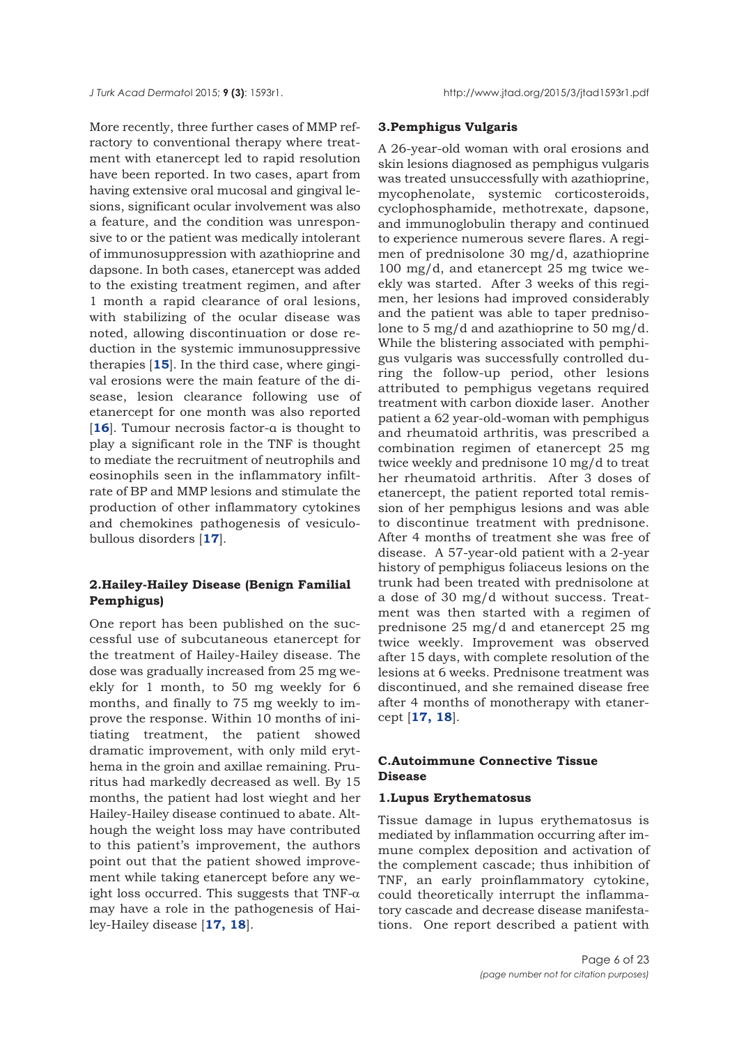More recently, three further cases of MMP refractory to conventional therapy where treatment with etanercept led to rapid resolution have been reported. In two cases, apart from having extensive oral mucosal and gingival lesions, significant ocular involvement was also a feature, and the condition was unresponsive to or the patient was medically intolerant of immunosuppression with azathioprine and dapsone. In both cases, etanercept was added to the existing treatment regimen, and after 1 month a rapid clearance of oral lesions, with stabilizing of the ocular disease was noted, allowing discontinuation or dose reduction in the systemic immunosuppressive therapies [**15**]. In the third case, where gingival erosions were the main feature of the disease, lesion clearance following use of etanercept for one month was also reported [**16**]. Tumour necrosis factor-α is thought to play a significant role in the TNF is thought to mediate the recruitment of neutrophils and eosinophils seen in the inflammatory infiltrate of BP and MMP lesions and stimulate the production of other inflammatory cytokines and chemokines pathogenesis of vesiculobullous disorders [**17**].

### 2.Hailey-Hailey Disease (Benign Familial Pemphigus)

One report has been published on the successful use of subcutaneous etanercept for the treatment of Hailey-Hailey disease. The dose was gradually increased from 25 mg weekly for 1 month, to 50 mg weekly for 6 months, and finally to 75 mg weekly to improve the response. Within 10 months of initiating treatment, the patient showed dramatic improvement, with only mild erythema in the groin and axillae remaining. Pruritus had markedly decreased as well. By 15 months, the patient had lost wieght and her Hailey-Hailey disease continued to abate. Although the weight loss may have contributed to this patient's improvement, the authors point out that the patient showed improvement while taking etanercept before any weight loss occurred. This suggests that TNF-α may have a role in the pathogenesis of Hailey-Hailey disease [**17, 18**].

### 3.Pemphigus Vulgaris

A 26-year-old woman with oral erosions and skin lesions diagnosed as pemphigus vulgaris was treated unsuccessfully with azathioprine, mycophenolate, systemic corticosteroids, cyclophosphamide, methotrexate, dapsone, and immunoglobulin therapy and continued to experience numerous severe flares. A regimen of prednisolone 30 mg/d, azathioprine 100 mg/d, and etanercept 25 mg twice weekly was started. After 3 weeks of this regimen, her lesions had improved considerably and the patient was able to taper prednisolone to 5 mg/d and azathioprine to 50 mg/d. While the blistering associated with pemphigus vulgaris was successfully controlled during the follow-up period, other lesions attributed to pemphigus vegetans required treatment with carbon dioxide laser. Another patient a 62 year-old-woman with pemphigus and rheumatoid arthritis, was prescribed a combination regimen of etanercept 25 mg twice weekly and prednisone 10 mg/d to treat her rheumatoid arthritis. After 3 doses of etanercept, the patient reported total remission of her pemphigus lesions and was able to discontinue treatment with prednisone. After 4 months of treatment she was free of disease. A 57-year-old patient with a 2-year history of pemphigus foliaceus lesions on the trunk had been treated with prednisolone at a dose of 30 mg/d without success. Treatment was then started with a regimen of prednisone 25 mg/d and etanercept 25 mg twice weekly. Improvement was observed after 15 days, with complete resolution of the lesions at 6 weeks. Prednisone treatment was discontinued, and she remained disease free after 4 months of monotherapy with etanercept [**17, 18**].

## C.Autoimmune Connective Tissue Disease

### 1.Lupus Erythematosus

Tissue damage in lupus erythematosus is mediated by inflammation occurring after immune complex deposition and activation of the complement cascade; thus inhibition of TNF, an early proinflammatory cytokine, could theoretically interrupt the inflammatory cascade and decrease disease manifestations. One report described a patient with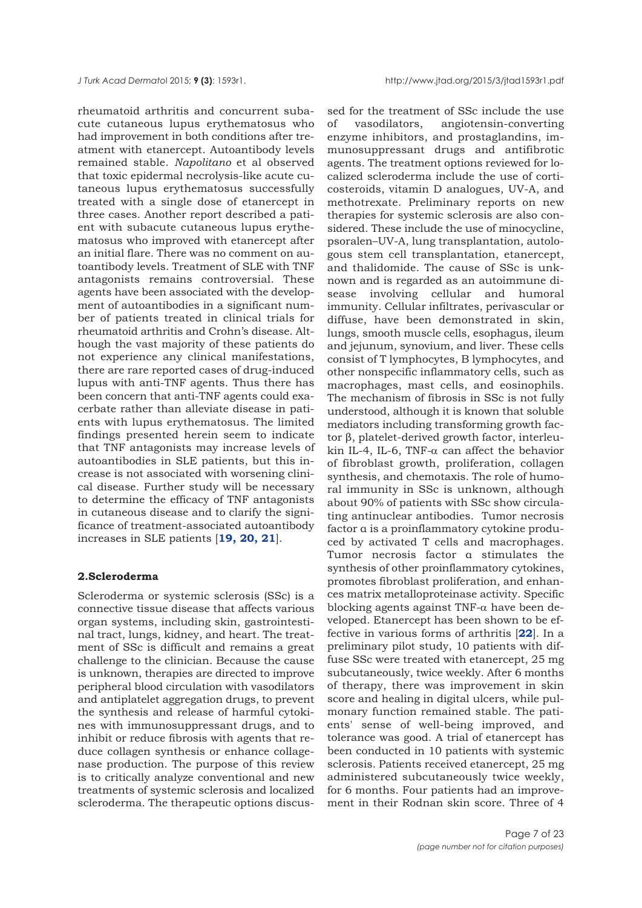rheumatoid arthritis and concurrent subacute cutaneous lupus erythematosus who had improvement in both conditions after treatment with etanercept. Autoantibody levels remained stable. *Napolitano* et al observed that toxic epidermal necrolysis-like acute cutaneous lupus erythematosus successfully treated with a single dose of etanercept in three cases. Another report described a patient with subacute cutaneous lupus erythematosus who improved with etanercept after an initial flare. There was no comment on autoantibody levels. Treatment of SLE with TNF antagonists remains controversial. These agents have been associated with the development of autoantibodies in a significant number of patients treated in clinical trials for rheumatoid arthritis and Crohn's disease. Although the vast majority of these patients do not experience any clinical manifestations, there are rare reported cases of drug-induced lupus with anti-TNF agents. Thus there has been concern that anti-TNF agents could exacerbate rather than alleviate disease in patients with lupus erythematosus. The limited findings presented herein seem to indicate that TNF antagonists may increase levels of autoantibodies in SLE patients, but this increase is not associated with worsening clinical disease. Further study will be necessary to determine the efficacy of TNF antagonists in cutaneous disease and to clarify the significance of treatment-associated autoantibody increases in SLE patients [**19, 20, 21**].

## 2.Scleroderma

Scleroderma or systemic sclerosis (SSc) is a connective tissue disease that affects various organ systems, including skin, gastrointestinal tract, lungs, kidney, and heart. The treatment of SSc is difficult and remains a great challenge to the clinician. Because the cause is unknown, therapies are directed to improve peripheral blood circulation with vasodilators and antiplatelet aggregation drugs, to prevent the synthesis and release of harmful cytokines with immunosuppressant drugs, and to inhibit or reduce fibrosis with agents that reduce collagen synthesis or enhance collagenase production. The purpose of this review is to critically analyze conventional and new treatments of systemic sclerosis and localized scleroderma. The therapeutic options discussed for the treatment of SSc include the use of vasodilators, angiotensin-converting enzyme inhibitors, and prostaglandins, immunosuppressant drugs and antifibrotic agents. The treatment options reviewed for localized scleroderma include the use of corticosteroids, vitamin D analogues, UV-A, and methotrexate. Preliminary reports on new therapies for systemic sclerosis are also considered. These include the use of minocycline, psoralen–UV-A, lung transplantation, autologous stem cell transplantation, etanercept, and thalidomide. The cause of SSc is unknown and is regarded as an autoimmune disease involving cellular and humoral immunity. Cellular infiltrates, perivascular or diffuse, have been demonstrated in skin, lungs, smooth muscle cells, esophagus, ileum and jejunum, synovium, and liver. These cells consist of T lymphocytes, B lymphocytes, and other nonspecific inflammatory cells, such as macrophages, mast cells, and eosinophils. The mechanism of fibrosis in SSc is not fully understood, although it is known that soluble mediators including transforming growth factor β, platelet-derived growth factor, interleukin IL-4, IL-6, TNF-α can affect the behavior of fibroblast growth, proliferation, collagen synthesis, and chemotaxis. The role of humoral immunity in SSc is unknown, although about 90% of patients with SSc show circulating antinuclear antibodies. Tumor necrosis factor α is a proinflammatory cytokine produced by activated T cells and macrophages. Tumor necrosis factor α stimulates the synthesis of other proinflammatory cytokines, promotes fibroblast proliferation, and enhances matrix metalloproteinase activity. Specific blocking agents against TNF-α have been developed. Etanercept has been shown to be effective in various forms of arthritis [**22**]. In a preliminary pilot study, 10 patients with diffuse SSc were treated with etanercept, 25 mg subcutaneously, twice weekly. After 6 months of therapy, there was improvement in skin score and healing in digital ulcers, while pulmonary function remained stable. The patients' sense of well-being improved, and tolerance was good. A trial of etanercept has been conducted in 10 patients with systemic sclerosis. Patients received etanercept, 25 mg administered subcutaneously twice weekly, for 6 months. Four patients had an improvement in their Rodnan skin score. Three of 4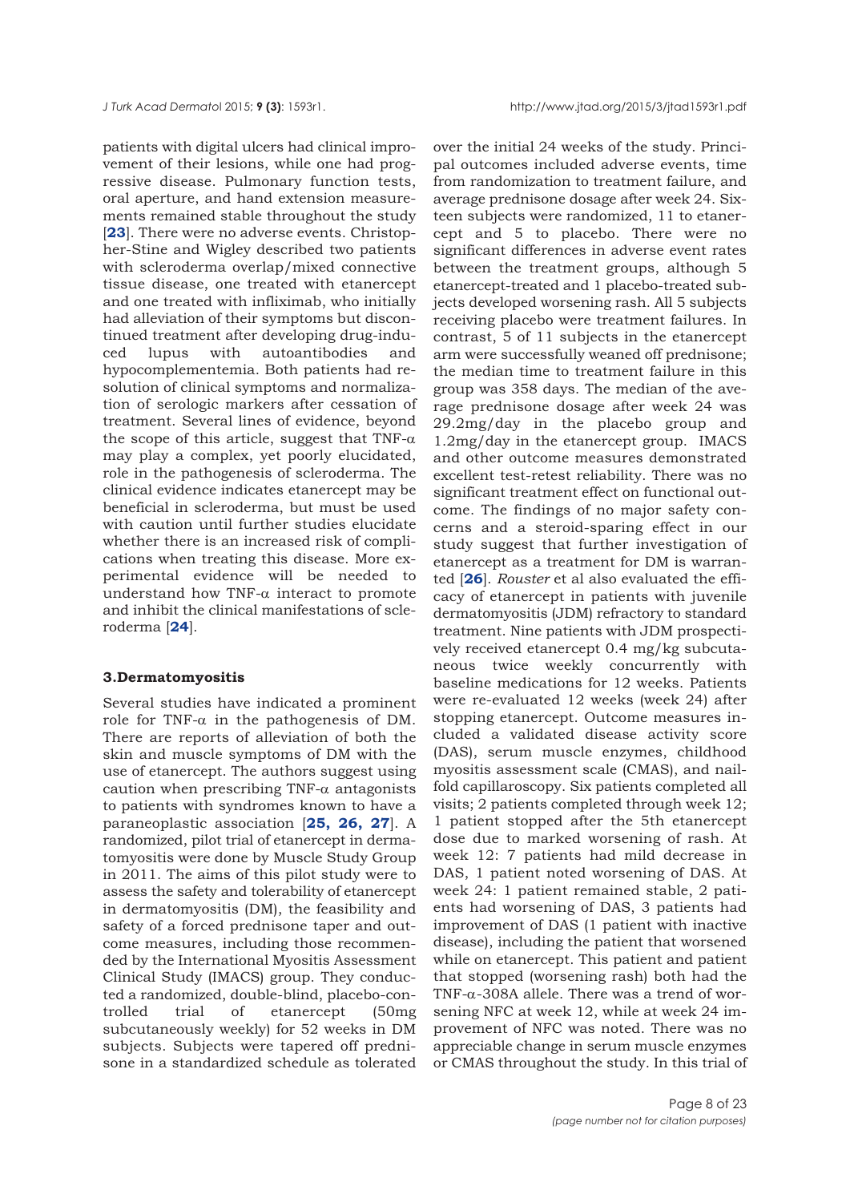patients with digital ulcers had clinical improvement of their lesions, while one had progressive disease. Pulmonary function tests, oral aperture, and hand extension measurements remained stable throughout the study [**23**]. There were no adverse events. Christopher-Stine and Wigley described two patients with scleroderma overlap/mixed connective tissue disease, one treated with etanercept and one treated with infliximab, who initially had alleviation of their symptoms but discontinued treatment after developing drug-induced lupus with autoantibodies and hypocomplementemia. Both patients had resolution of clinical symptoms and normalization of serologic markers after cessation of treatment. Several lines of evidence, beyond the scope of this article, suggest that TNF-$\alpha$ may play a complex, yet poorly elucidated, role in the pathogenesis of scleroderma. The clinical evidence indicates etanercept may be beneficial in scleroderma, but must be used with caution until further studies elucidate whether there is an increased risk of complications when treating this disease. More experimental evidence will be needed to understand how TNF-$\alpha$ interact to promote and inhibit the clinical manifestations of scleroderma [**24**].

### 3.Dermatomyositis

Several studies have indicated a prominent role for TNF-$\alpha$ in the pathogenesis of DM. There are reports of alleviation of both the skin and muscle symptoms of DM with the use of etanercept. The authors suggest using caution when prescribing TNF-$\alpha$ antagonists to patients with syndromes known to have a paraneoplastic association [**25, 26, 27**]. A randomized, pilot trial of etanercept in dermatomyositis were done by Muscle Study Group in 2011. The aims of this pilot study were to assess the safety and tolerability of etanercept in dermatomyositis (DM), the feasibility and safety of a forced prednisone taper and outcome measures, including those recommended by the International Myositis Assessment Clinical Study (IMACS) group. They conducted a randomized, double-blind, placebo-controlled trial of etanercept (50mg subcutaneously weekly) for 52 weeks in DM subjects. Subjects were tapered off prednisone in a standardized schedule as tolerated over the initial 24 weeks of the study. Principal outcomes included adverse events, time from randomization to treatment failure, and average prednisone dosage after week 24. Sixteen subjects were randomized, 11 to etanercept and 5 to placebo. There were no significant differences in adverse event rates between the treatment groups, although 5 etanercept-treated and 1 placebo-treated subjects developed worsening rash. All 5 subjects receiving placebo were treatment failures. In contrast, 5 of 11 subjects in the etanercept arm were successfully weaned off prednisone; the median time to treatment failure in this group was 358 days. The median of the average prednisone dosage after week 24 was 29.2mg/day in the placebo group and 1.2mg/day in the etanercept group. IMACS and other outcome measures demonstrated excellent test-retest reliability. There was no significant treatment effect on functional outcome. The findings of no major safety concerns and a steroid-sparing effect in our study suggest that further investigation of etanercept as a treatment for DM is warranted [**26**]. *Rouster* et al also evaluated the efficacy of etanercept in patients with juvenile dermatomyositis (JDM) refractory to standard treatment. Nine patients with JDM prospectively received etanercept 0.4 mg/kg subcutaneous twice weekly concurrently with baseline medications for 12 weeks. Patients were re-evaluated 12 weeks (week 24) after stopping etanercept. Outcome measures included a validated disease activity score (DAS), serum muscle enzymes, childhood myositis assessment scale (CMAS), and nailfold capillaroscopy. Six patients completed all visits; 2 patients completed through week 12; 1 patient stopped after the 5th etanercept dose due to marked worsening of rash. At week 12: 7 patients had mild decrease in DAS, 1 patient noted worsening of DAS. At week 24: 1 patient remained stable, 2 patients had worsening of DAS, 3 patients had improvement of DAS (1 patient with inactive disease), including the patient that worsened while on etanercept. This patient and patient that stopped (worsening rash) both had the TNF-$\alpha$-308A allele. There was a trend of worsening NFC at week 12, while at week 24 improvement of NFC was noted. There was no appreciable change in serum muscle enzymes or CMAS throughout the study. In this trial of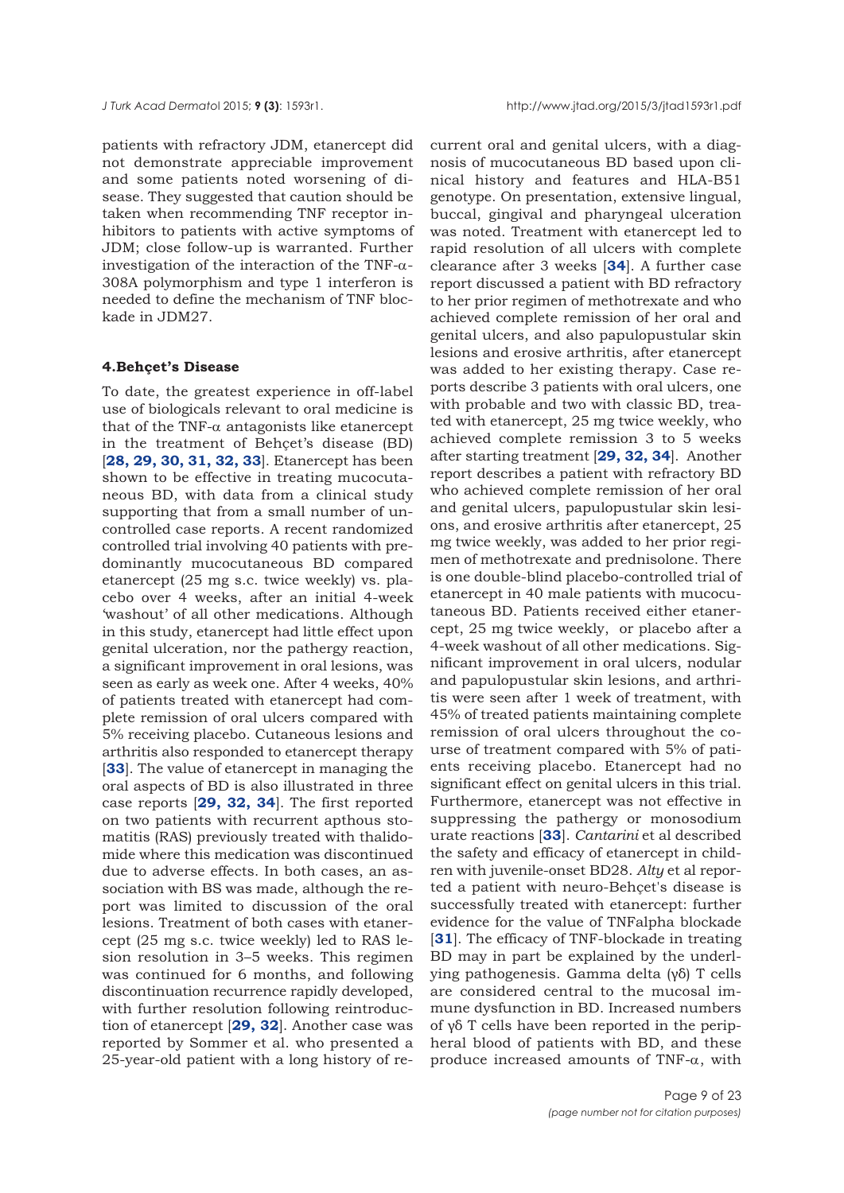patients with refractory JDM, etanercept did not demonstrate appreciable improvement and some patients noted worsening of disease. They suggested that caution should be taken when recommending TNF receptor inhibitors to patients with active symptoms of JDM; close follow-up is warranted. Further investigation of the interaction of the TNF-α-308A polymorphism and type 1 interferon is needed to define the mechanism of TNF blockade in JDM27.

#### 4.Behçet's Disease

To date, the greatest experience in off-label use of biologicals relevant to oral medicine is that of the TNF-α antagonists like etanercept in the treatment of Behçet's disease (BD) [**28, 29, 30, 31, 32, 33**]. Etanercept has been shown to be effective in treating mucocutaneous BD, with data from a clinical study supporting that from a small number of uncontrolled case reports. A recent randomized controlled trial involving 40 patients with predominantly mucocutaneous BD compared etanercept (25 mg s.c. twice weekly) vs. placebo over 4 weeks, after an initial 4-week 'washout' of all other medications. Although in this study, etanercept had little effect upon genital ulceration, nor the pathergy reaction, a significant improvement in oral lesions, was seen as early as week one. After 4 weeks, 40% of patients treated with etanercept had complete remission of oral ulcers compared with 5% receiving placebo. Cutaneous lesions and arthritis also responded to etanercept therapy [**33**]. The value of etanercept in managing the oral aspects of BD is also illustrated in three case reports [**29, 32, 34**]. The first reported on two patients with recurrent apthous stomatitis (RAS) previously treated with thalidomide where this medication was discontinued due to adverse effects. In both cases, an association with BS was made, although the report was limited to discussion of the oral lesions. Treatment of both cases with etanercept (25 mg s.c. twice weekly) led to RAS lesion resolution in 3–5 weeks. This regimen was continued for 6 months, and following discontinuation recurrence rapidly developed, with further resolution following reintroduction of etanercept [**29, 32**]. Another case was reported by Sommer et al. who presented a 25-year-old patient with a long history of recurrent oral and genital ulcers, with a diagnosis of mucocutaneous BD based upon clinical history and features and HLA-B51 genotype. On presentation, extensive lingual, buccal, gingival and pharyngeal ulceration was noted. Treatment with etanercept led to rapid resolution of all ulcers with complete clearance after 3 weeks [**34**]. A further case report discussed a patient with BD refractory to her prior regimen of methotrexate and who achieved complete remission of her oral and genital ulcers, and also papulopustular skin lesions and erosive arthritis, after etanercept was added to her existing therapy. Case reports describe 3 patients with oral ulcers, one with probable and two with classic BD, treated with etanercept, 25 mg twice weekly, who achieved complete remission 3 to 5 weeks after starting treatment [**29, 32, 34**]. Another report describes a patient with refractory BD who achieved complete remission of her oral and genital ulcers, papulopustular skin lesions, and erosive arthritis after etanercept, 25 mg twice weekly, was added to her prior regimen of methotrexate and prednisolone. There is one double-blind placebo-controlled trial of etanercept in 40 male patients with mucocutaneous BD. Patients received either etanercept, 25 mg twice weekly, or placebo after a 4-week washout of all other medications. Significant improvement in oral ulcers, nodular and papulopustular skin lesions, and arthritis were seen after 1 week of treatment, with 45% of treated patients maintaining complete remission of oral ulcers throughout the course of treatment compared with 5% of patients receiving placebo. Etanercept had no significant effect on genital ulcers in this trial. Furthermore, etanercept was not effective in suppressing the pathergy or monosodium urate reactions [**33**]. *Cantarini* et al described the safety and efficacy of etanercept in children with juvenile-onset BD28. *Alty* et al reported a patient with neuro-Behçet's disease is successfully treated with etanercept: further evidence for the value of TNFalpha blockade [**31**]. The efficacy of TNF-blockade in treating BD may in part be explained by the underlying pathogenesis. Gamma delta (γδ) T cells are considered central to the mucosal immune dysfunction in BD. Increased numbers of γδ T cells have been reported in the peripheral blood of patients with BD, and these produce increased amounts of TNF-α, with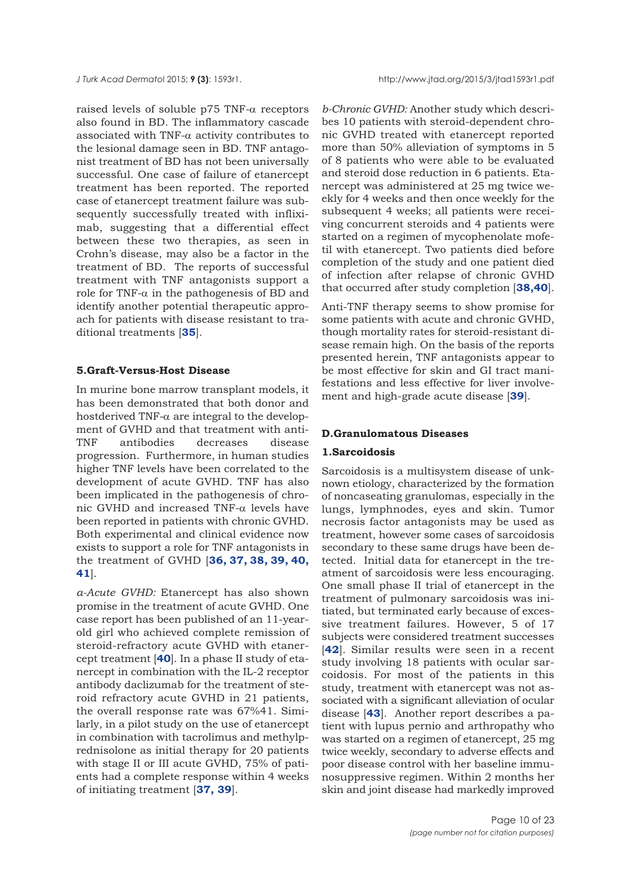raised levels of soluble p75 TNF-α receptors also found in BD. The inflammatory cascade associated with TNF-α activity contributes to the lesional damage seen in BD. TNF antagonist treatment of BD has not been universally successful. One case of failure of etanercept treatment has been reported. The reported case of etanercept treatment failure was subsequently successfully treated with infliximab, suggesting that a differential effect between these two therapies, as seen in Crohn's disease, may also be a factor in the treatment of BD. The reports of successful treatment with TNF antagonists support a role for TNF-α in the pathogenesis of BD and identify another potential therapeutic approach for patients with disease resistant to traditional treatments [**35**].

### 5.Graft-Versus-Host Disease

In murine bone marrow transplant models, it has been demonstrated that both donor and hostderived TNF-α are integral to the development of GVHD and that treatment with anti-TNF antibodies decreases disease progression. Furthermore, in human studies higher TNF levels have been correlated to the development of acute GVHD. TNF has also been implicated in the pathogenesis of chronic GVHD and increased TNF-α levels have been reported in patients with chronic GVHD. Both experimental and clinical evidence now exists to support a role for TNF antagonists in the treatment of GVHD [**36, 37, 38, 39, 40, 41**].

*a-Acute GVHD:* Etanercept has also shown promise in the treatment of acute GVHD. One case report has been published of an 11-year-old girl who achieved complete remission of steroid-refractory acute GVHD with etanercept treatment [**40**]. In a phase II study of etanercept in combination with the IL-2 receptor antibody daclizumab for the treatment of steroid refractory acute GVHD in 21 patients, the overall response rate was 67%41. Similarly, in a pilot study on the use of etanercept in combination with tacrolimus and methylprednisolone as initial therapy for 20 patients with stage II or III acute GVHD, 75% of patients had a complete response within 4 weeks of initiating treatment [**37, 39**].

*b-Chronic GVHD:* Another study which describes 10 patients with steroid-dependent chronic GVHD treated with etanercept reported more than 50% alleviation of symptoms in 5 of 8 patients who were able to be evaluated and steroid dose reduction in 6 patients. Etanercept was administered at 25 mg twice weekly for 4 weeks and then once weekly for the subsequent 4 weeks; all patients were receiving concurrent steroids and 4 patients were started on a regimen of mycophenolate mofetil with etanercept. Two patients died before completion of the study and one patient died of infection after relapse of chronic GVHD that occurred after study completion [**38,40**].

Anti-TNF therapy seems to show promise for some patients with acute and chronic GVHD, though mortality rates for steroid-resistant disease remain high. On the basis of the reports presented herein, TNF antagonists appear to be most effective for skin and GI tract manifestations and less effective for liver involvement and high-grade acute disease [**39**].

## D.Granulomatous Diseases

### 1.Sarcoidosis

Sarcoidosis is a multisystem disease of unknown etiology, characterized by the formation of noncaseating granulomas, especially in the lungs, lymphnodes, eyes and skin. Tumor necrosis factor antagonists may be used as treatment, however some cases of sarcoidosis secondary to these same drugs have been detected. Initial data for etanercept in the treatment of sarcoidosis were less encouraging. One small phase II trial of etanercept in the treatment of pulmonary sarcoidosis was initiated, but terminated early because of excessive treatment failures. However, 5 of 17 subjects were considered treatment successes [**42**]. Similar results were seen in a recent study involving 18 patients with ocular sarcoidosis. For most of the patients in this study, treatment with etanercept was not associated with a significant alleviation of ocular disease [**43**]. Another report describes a patient with lupus pernio and arthropathy who was started on a regimen of etanercept, 25 mg twice weekly, secondary to adverse effects and poor disease control with her baseline immunosuppressive regimen. Within 2 months her skin and joint disease had markedly improved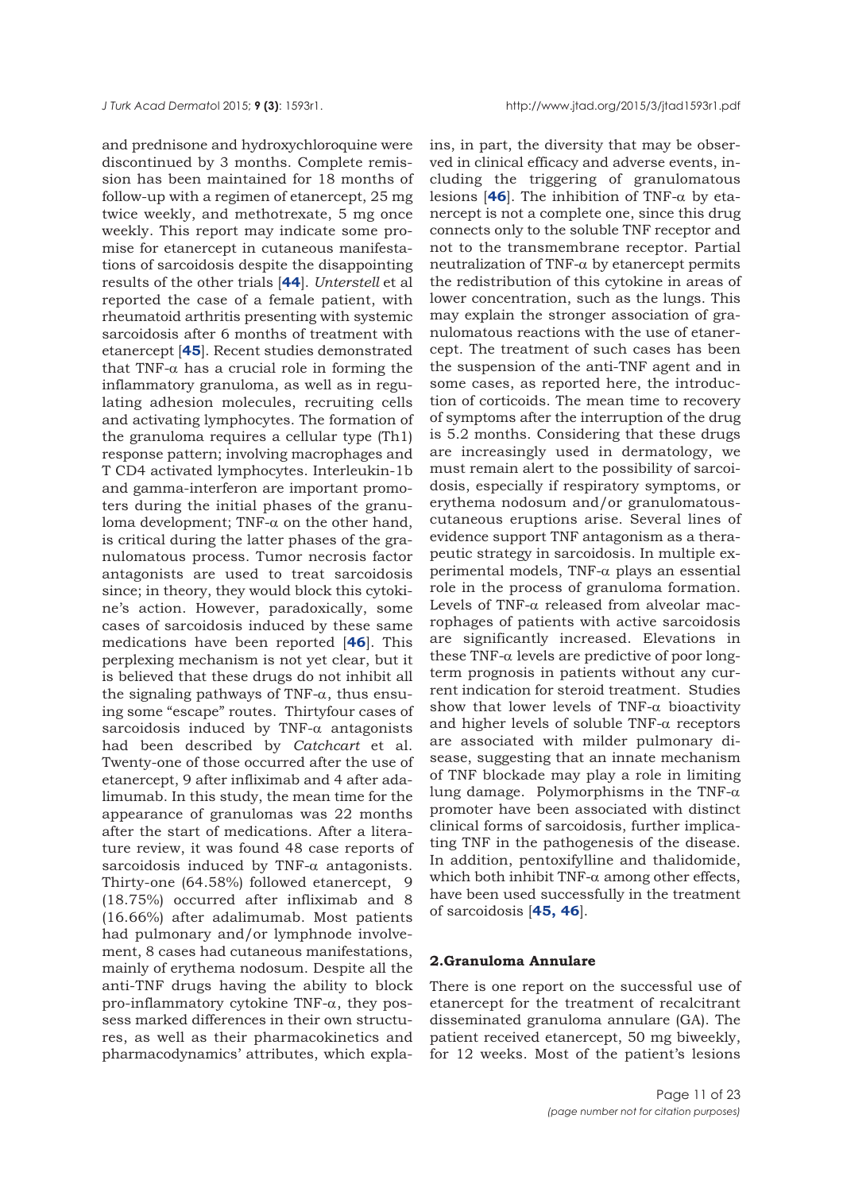and prednisone and hydroxychloroquine were discontinued by 3 months. Complete remission has been maintained for 18 months of follow-up with a regimen of etanercept, 25 mg twice weekly, and methotrexate, 5 mg once weekly. This report may indicate some promise for etanercept in cutaneous manifestations of sarcoidosis despite the disappointing results of the other trials [**44**]. *Unterstell* et al reported the case of a female patient, with rheumatoid arthritis presenting with systemic sarcoidosis after 6 months of treatment with etanercept [**45**]. Recent studies demonstrated that TNF-α has a crucial role in forming the inflammatory granuloma, as well as in regulating adhesion molecules, recruiting cells and activating lymphocytes. The formation of the granuloma requires a cellular type (Th1) response pattern; involving macrophages and T CD4 activated lymphocytes. Interleukin-1b and gamma-interferon are important promoters during the initial phases of the granuloma development; TNF-α on the other hand, is critical during the latter phases of the granulomatous process. Tumor necrosis factor antagonists are used to treat sarcoidosis since; in theory, they would block this cytokine's action. However, paradoxically, some cases of sarcoidosis induced by these same medications have been reported [**46**]. This perplexing mechanism is not yet clear, but it is believed that these drugs do not inhibit all the signaling pathways of TNF-α, thus ensuing some "escape" routes. Thirtyfour cases of sarcoidosis induced by TNF-α antagonists had been described by *Catchcart* et al. Twenty-one of those occurred after the use of etanercept, 9 after infliximab and 4 after adalimumab. In this study, the mean time for the appearance of granulomas was 22 months after the start of medications. After a literature review, it was found 48 case reports of sarcoidosis induced by TNF-α antagonists. Thirty-one (64.58%) followed etanercept, 9 (18.75%) occurred after infliximab and 8 (16.66%) after adalimumab. Most patients had pulmonary and/or lymphnode involvement, 8 cases had cutaneous manifestations, mainly of erythema nodosum. Despite all the anti-TNF drugs having the ability to block pro-inflammatory cytokine TNF-α, they possess marked differences in their own structures, as well as their pharmacokinetics and pharmacodynamics' attributes, which explains, in part, the diversity that may be observed in clinical efficacy and adverse events, including the triggering of granulomatous lesions [**46**]. The inhibition of TNF-α by etanercept is not a complete one, since this drug connects only to the soluble TNF receptor and not to the transmembrane receptor. Partial neutralization of TNF-α by etanercept permits the redistribution of this cytokine in areas of lower concentration, such as the lungs. This may explain the stronger association of granulomatous reactions with the use of etanercept. The treatment of such cases has been the suspension of the anti-TNF agent and in some cases, as reported here, the introduction of corticoids. The mean time to recovery of symptoms after the interruption of the drug is 5.2 months. Considering that these drugs are increasingly used in dermatology, we must remain alert to the possibility of sarcoidosis, especially if respiratory symptoms, or erythema nodosum and/or granulomatous-cutaneous eruptions arise. Several lines of evidence support TNF antagonism as a therapeutic strategy in sarcoidosis. In multiple experimental models, TNF-α plays an essential role in the process of granuloma formation. Levels of TNF-α released from alveolar macrophages of patients with active sarcoidosis are significantly increased. Elevations in these TNF-α levels are predictive of poor long-term prognosis in patients without any current indication for steroid treatment. Studies show that lower levels of TNF-α bioactivity and higher levels of soluble TNF-α receptors are associated with milder pulmonary disease, suggesting that an innate mechanism of TNF blockade may play a role in limiting lung damage. Polymorphisms in the TNF-α promoter have been associated with distinct clinical forms of sarcoidosis, further implicating TNF in the pathogenesis of the disease. In addition, pentoxifylline and thalidomide, which both inhibit TNF-α among other effects, have been used successfully in the treatment of sarcoidosis [**45, 46**].

## 2.Granuloma Annulare

There is one report on the successful use of etanercept for the treatment of recalcitrant disseminated granuloma annulare (GA). The patient received etanercept, 50 mg biweekly, for 12 weeks. Most of the patient's lesions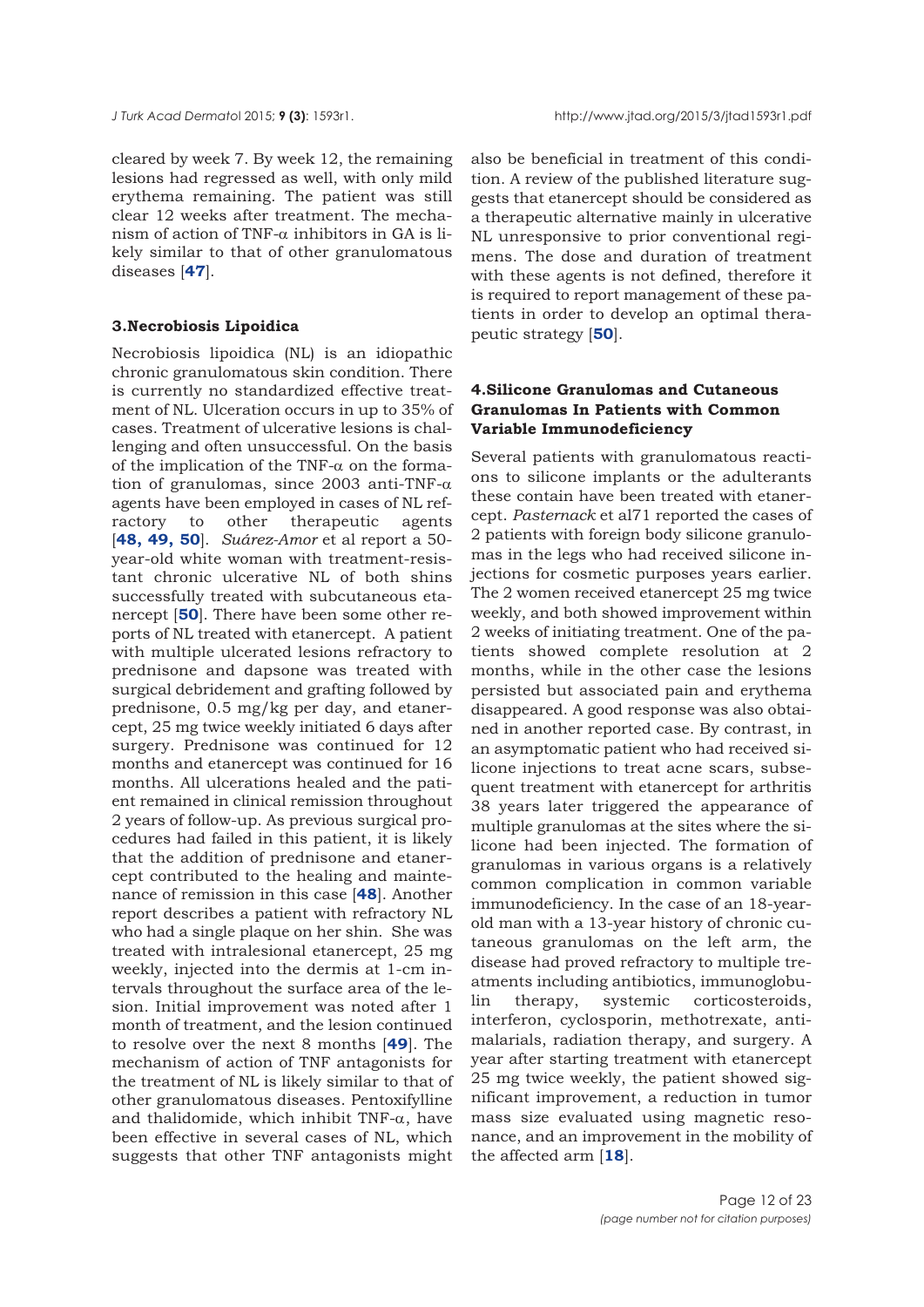cleared by week 7. By week 12, the remaining lesions had regressed as well, with only mild erythema remaining. The patient was still clear 12 weeks after treatment. The mechanism of action of TNF-$\alpha$ inhibitors in GA is likely similar to that of other granulomatous diseases [**47**].

### 3.Necrobiosis Lipoidica

Necrobiosis lipoidica (NL) is an idiopathic chronic granulomatous skin condition. There is currently no standardized effective treatment of NL. Ulceration occurs in up to 35% of cases. Treatment of ulcerative lesions is challenging and often unsuccessful. On the basis of the implication of the TNF-$\alpha$ on the formation of granulomas, since 2003 anti-TNF-$\alpha$ agents have been employed in cases of NL refractory to other therapeutic agents [**48, 49, 50**]. *Suárez-Amor* et al report a 50-year-old white woman with treatment-resistant chronic ulcerative NL of both shins successfully treated with subcutaneous etanercept [**50**]. There have been some other reports of NL treated with etanercept. A patient with multiple ulcerated lesions refractory to prednisone and dapsone was treated with surgical debridement and grafting followed by prednisone, 0.5 mg/kg per day, and etanercept, 25 mg twice weekly initiated 6 days after surgery. Prednisone was continued for 12 months and etanercept was continued for 16 months. All ulcerations healed and the patient remained in clinical remission throughout 2 years of follow-up. As previous surgical procedures had failed in this patient, it is likely that the addition of prednisone and etanercept contributed to the healing and maintenance of remission in this case [**48**]. Another report describes a patient with refractory NL who had a single plaque on her shin. She was treated with intralesional etanercept, 25 mg weekly, injected into the dermis at 1-cm intervals throughout the surface area of the lesion. Initial improvement was noted after 1 month of treatment, and the lesion continued to resolve over the next 8 months [**49**]. The mechanism of action of TNF antagonists for the treatment of NL is likely similar to that of other granulomatous diseases. Pentoxifylline and thalidomide, which inhibit TNF-$\alpha$, have been effective in several cases of NL, which suggests that other TNF antagonists might also be beneficial in treatment of this condition. A review of the published literature suggests that etanercept should be considered as a therapeutic alternative mainly in ulcerative NL unresponsive to prior conventional regimens. The dose and duration of treatment with these agents is not defined, therefore it is required to report management of these patients in order to develop an optimal therapeutic strategy [**50**].

### 4.Silicone Granulomas and Cutaneous Granulomas In Patients with Common Variable Immunodeficiency

Several patients with granulomatous reactions to silicone implants or the adulterants these contain have been treated with etanercept. *Pasternack* et al71 reported the cases of 2 patients with foreign body silicone granulomas in the legs who had received silicone injections for cosmetic purposes years earlier. The 2 women received etanercept 25 mg twice weekly, and both showed improvement within 2 weeks of initiating treatment. One of the patients showed complete resolution at 2 months, while in the other case the lesions persisted but associated pain and erythema disappeared. A good response was also obtained in another reported case. By contrast, in an asymptomatic patient who had received silicone injections to treat acne scars, subsequent treatment with etanercept for arthritis 38 years later triggered the appearance of multiple granulomas at the sites where the silicone had been injected. The formation of granulomas in various organs is a relatively common complication in common variable immunodeficiency. In the case of an 18-year-old man with a 13-year history of chronic cutaneous granulomas on the left arm, the disease had proved refractory to multiple treatments including antibiotics, immunoglobulin therapy, systemic corticosteroids, interferon, cyclosporin, methotrexate, antimalarials, radiation therapy, and surgery. A year after starting treatment with etanercept 25 mg twice weekly, the patient showed significant improvement, a reduction in tumor mass size evaluated using magnetic resonance, and an improvement in the mobility of the affected arm [**18**].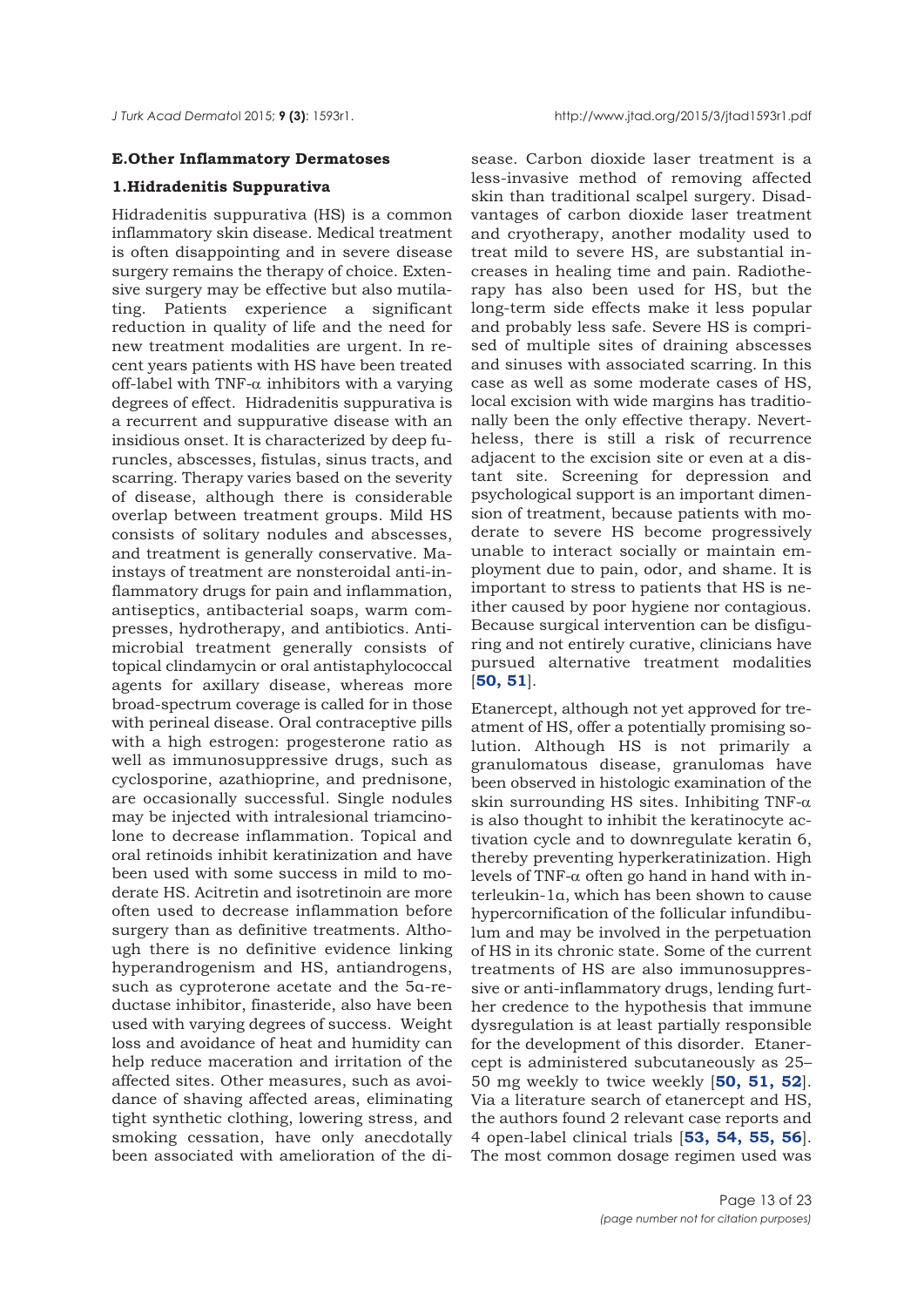### E.Other Inflammatory Dermatoses

#### 1.Hidradenitis Suppurativa

Hidradenitis suppurativa (HS) is a common inflammatory skin disease. Medical treatment is often disappointing and in severe disease surgery remains the therapy of choice. Extensive surgery may be effective but also mutilating. Patients experience a significant reduction in quality of life and the need for new treatment modalities are urgent. In recent years patients with HS have been treated off-label with TNF-α inhibitors with a varying degrees of effect. Hidradenitis suppurativa is a recurrent and suppurative disease with an insidious onset. It is characterized by deep furuncles, abscesses, fistulas, sinus tracts, and scarring. Therapy varies based on the severity of disease, although there is considerable overlap between treatment groups. Mild HS consists of solitary nodules and abscesses, and treatment is generally conservative. Mainstays of treatment are nonsteroidal anti-inflammatory drugs for pain and inflammation, antiseptics, antibacterial soaps, warm compresses, hydrotherapy, and antibiotics. Antimicrobial treatment generally consists of topical clindamycin or oral antistaphylococcal agents for axillary disease, whereas more broad-spectrum coverage is called for in those with perineal disease. Oral contraceptive pills with a high estrogen: progesterone ratio as well as immunosuppressive drugs, such as cyclosporine, azathioprine, and prednisone, are occasionally successful. Single nodules may be injected with intralesional triamcinolone to decrease inflammation. Topical and oral retinoids inhibit keratinization and have been used with some success in mild to moderate HS. Acitretin and isotretinoin are more often used to decrease inflammation before surgery than as definitive treatments. Although there is no definitive evidence linking hyperandrogenism and HS, antiandrogens, such as cyproterone acetate and the 5α-reductase inhibitor, finasteride, also have been used with varying degrees of success. Weight loss and avoidance of heat and humidity can help reduce maceration and irritation of the affected sites. Other measures, such as avoidance of shaving affected areas, eliminating tight synthetic clothing, lowering stress, and smoking cessation, have only anecdotally been associated with amelioration of the disease. Carbon dioxide laser treatment is a less-invasive method of removing affected skin than traditional scalpel surgery. Disadvantages of carbon dioxide laser treatment and cryotherapy, another modality used to treat mild to severe HS, are substantial increases in healing time and pain. Radiotherapy has also been used for HS, but the long-term side effects make it less popular and probably less safe. Severe HS is comprised of multiple sites of draining abscesses and sinuses with associated scarring. In this case as well as some moderate cases of HS, local excision with wide margins has traditionally been the only effective therapy. Nevertheless, there is still a risk of recurrence adjacent to the excision site or even at a distant site. Screening for depression and psychological support is an important dimension of treatment, because patients with moderate to severe HS become progressively unable to interact socially or maintain employment due to pain, odor, and shame. It is important to stress to patients that HS is neither caused by poor hygiene nor contagious. Because surgical intervention can be disfiguring and not entirely curative, clinicians have pursued alternative treatment modalities [**50, 51**].

Etanercept, although not yet approved for treatment of HS, offer a potentially promising solution. Although HS is not primarily a granulomatous disease, granulomas have been observed in histologic examination of the skin surrounding HS sites. Inhibiting TNF-α is also thought to inhibit the keratinocyte activation cycle and to downregulate keratin 6, thereby preventing hyperkeratinization. High levels of TNF-α often go hand in hand with interleukin-1α, which has been shown to cause hypercornification of the follicular infundibulum and may be involved in the perpetuation of HS in its chronic state. Some of the current treatments of HS are also immunosuppressive or anti-inflammatory drugs, lending further credence to the hypothesis that immune dysregulation is at least partially responsible for the development of this disorder. Etanercept is administered subcutaneously as 25–50 mg weekly to twice weekly [**50, 51, 52**]. Via a literature search of etanercept and HS, the authors found 2 relevant case reports and 4 open-label clinical trials [**53, 54, 55, 56**]. The most common dosage regimen used was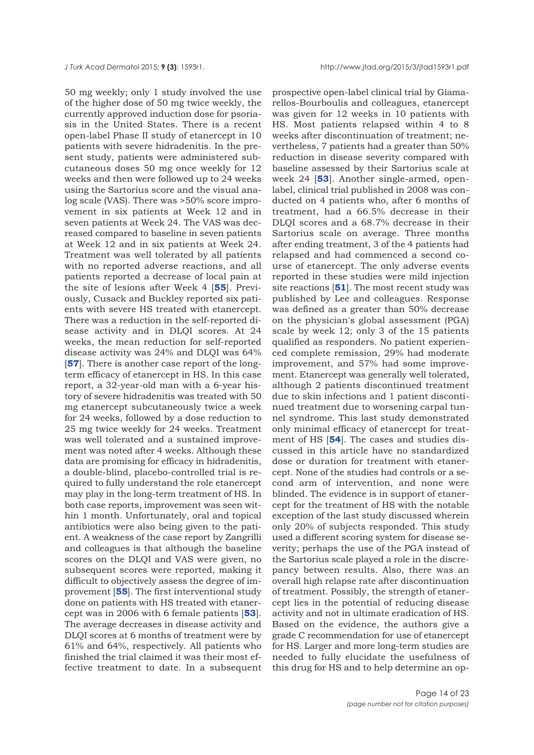50 mg weekly; only 1 study involved the use of the higher dose of 50 mg twice weekly, the currently approved induction dose for psoriasis in the United States. There is a recent open-label Phase II study of etanercept in 10 patients with severe hidradenitis. In the present study, patients were administered subcutaneous doses 50 mg once weekly for 12 weeks and then were followed up to 24 weeks using the Sartorius score and the visual analog scale (VAS). There was >50% score improvement in six patients at Week 12 and in seven patients at Week 24. The VAS was decreased compared to baseline in seven patients at Week 12 and in six patients at Week 24. Treatment was well tolerated by all patients with no reported adverse reactions, and all patients reported a decrease of local pain at the site of lesions after Week 4 [**55**]. Previously, Cusack and Buckley reported six patients with severe HS treated with etanercept. There was a reduction in the self-reported disease activity and in DLQI scores. At 24 weeks, the mean reduction for self-reported disease activity was 24% and DLQI was 64% [**57**]. There is another case report of the long-term efficacy of etanercept in HS. In this case report, a 32-year-old man with a 6-year history of severe hidradenitis was treated with 50 mg etanercept subcutaneously twice a week for 24 weeks, followed by a dose reduction to 25 mg twice weekly for 24 weeks. Treatment was well tolerated and a sustained improvement was noted after 4 weeks. Although these data are promising for efficacy in hidradenitis, a double-blind, placebo-controlled trial is required to fully understand the role etanercept may play in the long-term treatment of HS. In both case reports, improvement was seen within 1 month. Unfortunately, oral and topical antibiotics were also being given to the patient. A weakness of the case report by Zangrilli and colleagues is that although the baseline scores on the DLQI and VAS were given, no subsequent scores were reported, making it difficult to objectively assess the degree of improvement [**55**]. The first interventional study done on patients with HS treated with etanercept was in 2006 with 6 female patients [**53**]. The average decreases in disease activity and DLQI scores at 6 months of treatment were by 61% and 64%, respectively. All patients who finished the trial claimed it was their most effective treatment to date. In a subsequent prospective open-label clinical trial by Giamarellos-Bourboulis and colleagues, etanercept was given for 12 weeks in 10 patients with HS. Most patients relapsed within 4 to 8 weeks after discontinuation of treatment; nevertheless, 7 patients had a greater than 50% reduction in disease severity compared with baseline assessed by their Sartorius scale at week 24 [**53**]. Another single-armed, open-label, clinical trial published in 2008 was conducted on 4 patients who, after 6 months of treatment, had a 66.5% decrease in their DLQI scores and a 68.7% decrease in their Sartorius scale on average. Three months after ending treatment, 3 of the 4 patients had relapsed and had commenced a second course of etanercept. The only adverse events reported in these studies were mild injection site reactions [**51**]. The most recent study was published by Lee and colleagues. Response was defined as a greater than 50% decrease on the physician's global assessment (PGA) scale by week 12; only 3 of the 15 patients qualified as responders. No patient experienced complete remission, 29% had moderate improvement, and 57% had some improvement. Etanercept was generally well tolerated, although 2 patients discontinued treatment due to skin infections and 1 patient discontinued treatment due to worsening carpal tunnel syndrome. This last study demonstrated only minimal efficacy of etanercept for treatment of HS [**54**]. The cases and studies discussed in this article have no standardized dose or duration for treatment with etanercept. None of the studies had controls or a second arm of intervention, and none were blinded. The evidence is in support of etanercept for the treatment of HS with the notable exception of the last study discussed wherein only 20% of subjects responded. This study used a different scoring system for disease severity; perhaps the use of the PGA instead of the Sartorius scale played a role in the discrepancy between results. Also, there was an overall high relapse rate after discontinuation of treatment. Possibly, the strength of etanercept lies in the potential of reducing disease activity and not in ultimate eradication of HS. Based on the evidence, the authors give a grade C recommendation for use of etanercept for HS. Larger and more long-term studies are needed to fully elucidate the usefulness of this drug for HS and to help determine an op-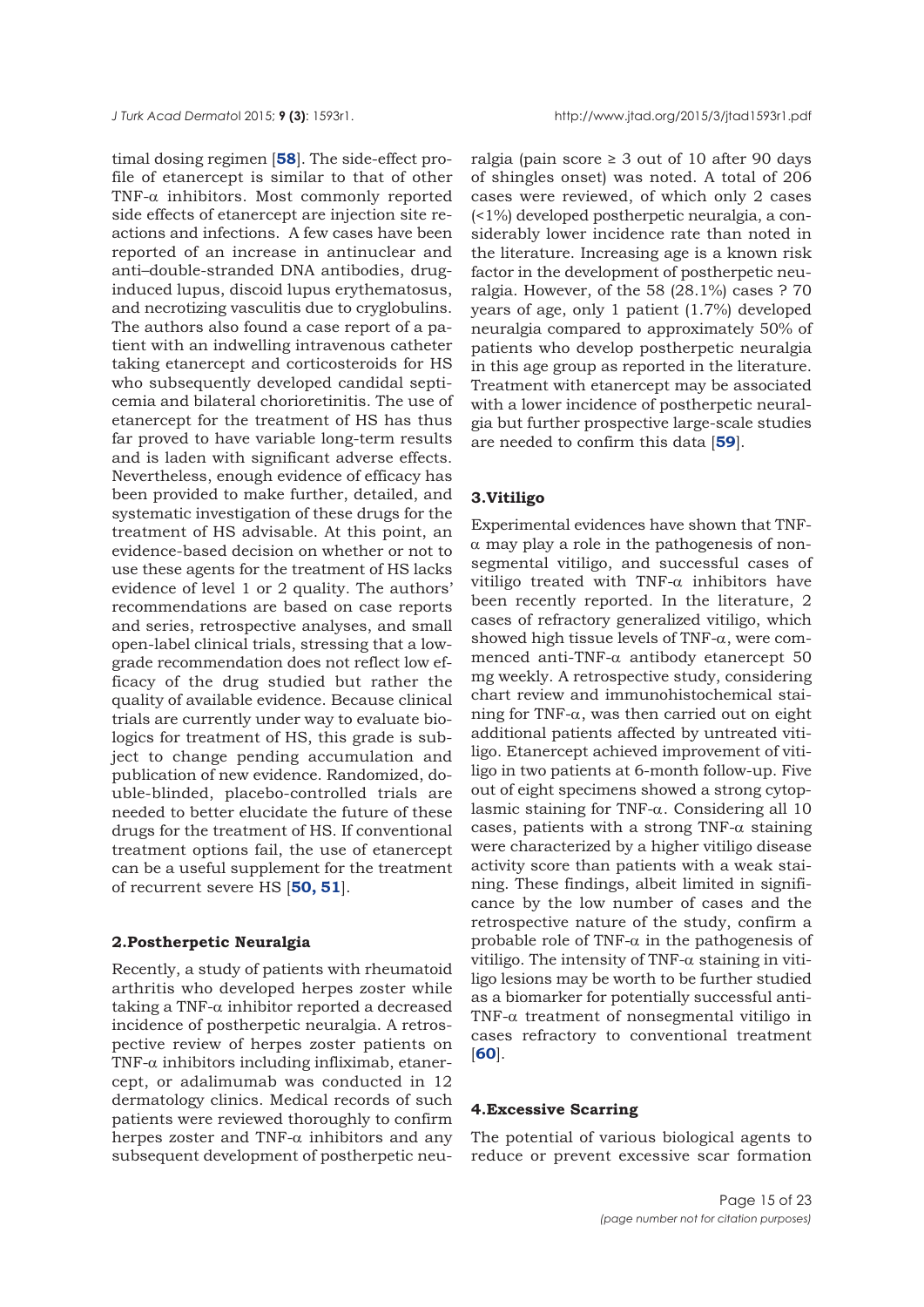timal dosing regimen [**58**]. The side-effect profile of etanercept is similar to that of other TNF-α inhibitors. Most commonly reported side effects of etanercept are injection site reactions and infections. A few cases have been reported of an increase in antinuclear and anti–double-stranded DNA antibodies, drug-induced lupus, discoid lupus erythematosus, and necrotizing vasculitis due to cryglobulins. The authors also found a case report of a patient with an indwelling intravenous catheter taking etanercept and corticosteroids for HS who subsequently developed candidal septicemia and bilateral chorioretinitis. The use of etanercept for the treatment of HS has thus far proved to have variable long-term results and is laden with significant adverse effects. Nevertheless, enough evidence of efficacy has been provided to make further, detailed, and systematic investigation of these drugs for the treatment of HS advisable. At this point, an evidence-based decision on whether or not to use these agents for the treatment of HS lacks evidence of level 1 or 2 quality. The authors' recommendations are based on case reports and series, retrospective analyses, and small open-label clinical trials, stressing that a low-grade recommendation does not reflect low efficacy of the drug studied but rather the quality of available evidence. Because clinical trials are currently under way to evaluate biologics for treatment of HS, this grade is subject to change pending accumulation and publication of new evidence. Randomized, double-blinded, placebo-controlled trials are needed to better elucidate the future of these drugs for the treatment of HS. If conventional treatment options fail, the use of etanercept can be a useful supplement for the treatment of recurrent severe HS [**50, 51**].

### 2.Postherpetic Neuralgia

Recently, a study of patients with rheumatoid arthritis who developed herpes zoster while taking a TNF-α inhibitor reported a decreased incidence of postherpetic neuralgia. A retrospective review of herpes zoster patients on TNF-α inhibitors including infliximab, etanercept, or adalimumab was conducted in 12 dermatology clinics. Medical records of such patients were reviewed thoroughly to confirm herpes zoster and TNF-α inhibitors and any subsequent development of postherpetic neuralgia (pain score ≥ 3 out of 10 after 90 days of shingles onset) was noted. A total of 206 cases were reviewed, of which only 2 cases (<1%) developed postherpetic neuralgia, a considerably lower incidence rate than noted in the literature. Increasing age is a known risk factor in the development of postherpetic neuralgia. However, of the 58 (28.1%) cases ? 70 years of age, only 1 patient (1.7%) developed neuralgia compared to approximately 50% of patients who develop postherpetic neuralgia in this age group as reported in the literature. Treatment with etanercept may be associated with a lower incidence of postherpetic neuralgia but further prospective large-scale studies are needed to confirm this data [**59**].

### 3.Vitiligo

Experimental evidences have shown that TNF-α may play a role in the pathogenesis of nonsegmental vitiligo, and successful cases of vitiligo treated with TNF-α inhibitors have been recently reported. In the literature, 2 cases of refractory generalized vitiligo, which showed high tissue levels of TNF-α, were commenced anti-TNF-α antibody etanercept 50 mg weekly. A retrospective study, considering chart review and immunohistochemical staining for TNF-α, was then carried out on eight additional patients affected by untreated vitiligo. Etanercept achieved improvement of vitiligo in two patients at 6-month follow-up. Five out of eight specimens showed a strong cytoplasmic staining for TNF-α. Considering all 10 cases, patients with a strong TNF-α staining were characterized by a higher vitiligo disease activity score than patients with a weak staining. These findings, albeit limited in significance by the low number of cases and the retrospective nature of the study, confirm a probable role of TNF-α in the pathogenesis of vitiligo. The intensity of TNF-α staining in vitiligo lesions may be worth to be further studied as a biomarker for potentially successful anti-TNF-α treatment of nonsegmental vitiligo in cases refractory to conventional treatment [**60**].

### 4.Excessive Scarring

The potential of various biological agents to reduce or prevent excessive scar formation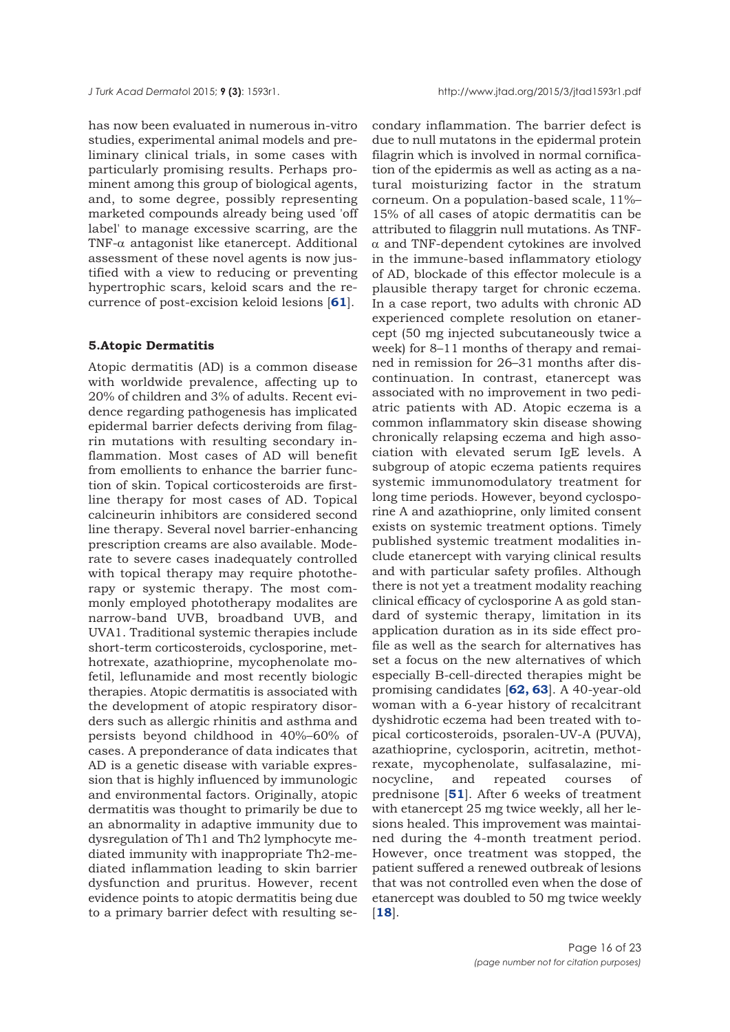has now been evaluated in numerous in-vitro studies, experimental animal models and preliminary clinical trials, in some cases with particularly promising results. Perhaps prominent among this group of biological agents, and, to some degree, possibly representing marketed compounds already being used 'off label' to manage excessive scarring, are the TNF-α antagonist like etanercept. Additional assessment of these novel agents is now justified with a view to reducing or preventing hypertrophic scars, keloid scars and the recurrence of post-excision keloid lesions [**61**].

### 5.Atopic Dermatitis

Atopic dermatitis (AD) is a common disease with worldwide prevalence, affecting up to 20% of children and 3% of adults. Recent evidence regarding pathogenesis has implicated epidermal barrier defects deriving from filagrin mutations with resulting secondary inflammation. Most cases of AD will benefit from emollients to enhance the barrier function of skin. Topical corticosteroids are first-line therapy for most cases of AD. Topical calcineurin inhibitors are considered second line therapy. Several novel barrier-enhancing prescription creams are also available. Moderate to severe cases inadequately controlled with topical therapy may require phototherapy or systemic therapy. The most commonly employed phototherapy modalites are narrow-band UVB, broadband UVB, and UVA1. Traditional systemic therapies include short-term corticosteroids, cyclosporine, methotrexate, azathioprine, mycophenolate mofetil, leflunamide and most recently biologic therapies. Atopic dermatitis is associated with the development of atopic respiratory disorders such as allergic rhinitis and asthma and persists beyond childhood in 40%–60% of cases. A preponderance of data indicates that AD is a genetic disease with variable expression that is highly influenced by immunologic and environmental factors. Originally, atopic dermatitis was thought to primarily be due to an abnormality in adaptive immunity due to dysregulation of Th1 and Th2 lymphocyte mediated immunity with inappropriate Th2-mediated inflammation leading to skin barrier dysfunction and pruritus. However, recent evidence points to atopic dermatitis being due to a primary barrier defect with resulting secondary inflammation. The barrier defect is due to null mutatons in the epidermal protein filagrin which is involved in normal cornification of the epidermis as well as acting as a natural moisturizing factor in the stratum corneum. On a population-based scale, 11%–15% of all cases of atopic dermatitis can be attributed to filaggrin null mutations. As TNF-α and TNF-dependent cytokines are involved in the immune-based inflammatory etiology of AD, blockade of this effector molecule is a plausible therapy target for chronic eczema. In a case report, two adults with chronic AD experienced complete resolution on etanercept (50 mg injected subcutaneously twice a week) for 8–11 months of therapy and remained in remission for 26–31 months after discontinuation. In contrast, etanercept was associated with no improvement in two pediatric patients with AD. Atopic eczema is a common inflammatory skin disease showing chronically relapsing eczema and high association with elevated serum IgE levels. A subgroup of atopic eczema patients requires systemic immunomodulatory treatment for long time periods. However, beyond cyclosporine A and azathioprine, only limited consent exists on systemic treatment options. Timely published systemic treatment modalities include etanercept with varying clinical results and with particular safety profiles. Although there is not yet a treatment modality reaching clinical efficacy of cyclosporine A as gold standard of systemic therapy, limitation in its application duration as in its side effect profile as well as the search for alternatives has set a focus on the new alternatives of which especially B-cell-directed therapies might be promising candidates [**62, 63**]. A 40-year-old woman with a 6-year history of recalcitrant dyshidrotic eczema had been treated with topical corticosteroids, psoralen-UV-A (PUVA), azathioprine, cyclosporin, acitretin, methotrexate, mycophenolate, sulfasalazine, minocycline, and repeated courses of prednisone [**51**]. After 6 weeks of treatment with etanercept 25 mg twice weekly, all her lesions healed. This improvement was maintained during the 4-month treatment period. However, once treatment was stopped, the patient suffered a renewed outbreak of lesions that was not controlled even when the dose of etanercept was doubled to 50 mg twice weekly [**18**].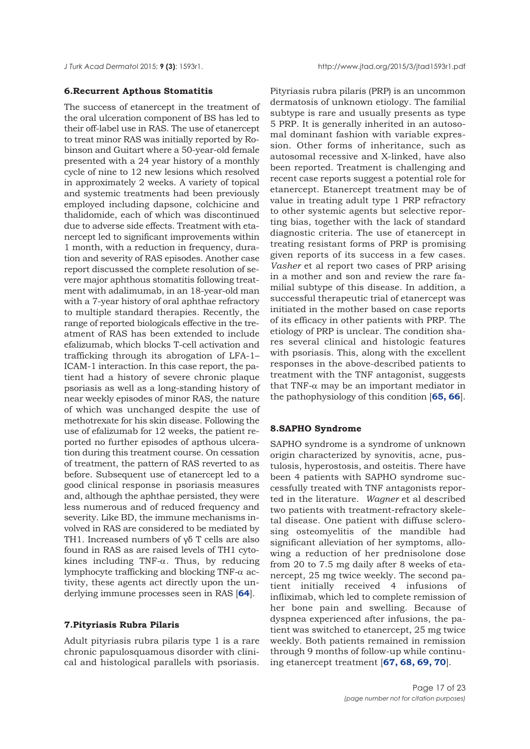## 6.Recurrent Apthous Stomatitis

The success of etanercept in the treatment of the oral ulceration component of BS has led to their off-label use in RAS. The use of etanercept to treat minor RAS was initially reported by Robinson and Guitart where a 50-year-old female presented with a 24 year history of a monthly cycle of nine to 12 new lesions which resolved in approximately 2 weeks. A variety of topical and systemic treatments had been previously employed including dapsone, colchicine and thalidomide, each of which was discontinued due to adverse side effects. Treatment with etanercept led to significant improvements within 1 month, with a reduction in frequency, duration and severity of RAS episodes. Another case report discussed the complete resolution of severe major aphthous stomatitis following treatment with adalimumab, in an 18-year-old man with a 7-year history of oral aphthae refractory to multiple standard therapies. Recently, the range of reported biologicals effective in the treatment of RAS has been extended to include efalizumab, which blocks T-cell activation and trafficking through its abrogation of LFA-1–ICAM-1 interaction. In this case report, the patient had a history of severe chronic plaque psoriasis as well as a long-standing history of near weekly episodes of minor RAS, the nature of which was unchanged despite the use of methotrexate for his skin disease. Following the use of efalizumab for 12 weeks, the patient reported no further episodes of apthous ulceration during this treatment course. On cessation of treatment, the pattern of RAS reverted to as before. Subsequent use of etanercept led to a good clinical response in psoriasis measures and, although the aphthae persisted, they were less numerous and of reduced frequency and severity. Like BD, the immune mechanisms involved in RAS are considered to be mediated by TH1. Increased numbers of γδ T cells are also found in RAS as are raised levels of TH1 cytokines including TNF-α. Thus, by reducing lymphocyte trafficking and blocking TNF-α activity, these agents act directly upon the underlying immune processes seen in RAS [**64**].

## 7.Pityriasis Rubra Pilaris

Adult pityriasis rubra pilaris type 1 is a rare chronic papulosquamous disorder with clinical and histological parallels with psoriasis. Pityriasis rubra pilaris (PRP) is an uncommon dermatosis of unknown etiology. The familial subtype is rare and usually presents as type 5 PRP. It is generally inherited in an autosomal dominant fashion with variable expression. Other forms of inheritance, such as autosomal recessive and X-linked, have also been reported. Treatment is challenging and recent case reports suggest a potential role for etanercept. Etanercept treatment may be of value in treating adult type 1 PRP refractory to other systemic agents but selective reporting bias, together with the lack of standard diagnostic criteria. The use of etanercept in treating resistant forms of PRP is promising given reports of its success in a few cases. *Vasher* et al report two cases of PRP arising in a mother and son and review the rare familial subtype of this disease. In addition, a successful therapeutic trial of etanercept was initiated in the mother based on case reports of its efficacy in other patients with PRP. The etiology of PRP is unclear. The condition shares several clinical and histologic features with psoriasis. This, along with the excellent responses in the above-described patients to treatment with the TNF antagonist, suggests that TNF-α may be an important mediator in the pathophysiology of this condition [**65, 66**].

## 8.SAPHO Syndrome

SAPHO syndrome is a syndrome of unknown origin characterized by synovitis, acne, pustulosis, hyperostosis, and osteitis. There have been 4 patients with SAPHO syndrome successfully treated with TNF antagonists reported in the literature. *Wagner* et al described two patients with treatment-refractory skeletal disease. One patient with diffuse sclerosing osteomyelitis of the mandible had significant alleviation of her symptoms, allowing a reduction of her prednisolone dose from 20 to 7.5 mg daily after 8 weeks of etanercept, 25 mg twice weekly. The second patient initially received 4 infusions of infliximab, which led to complete remission of her bone pain and swelling. Because of dyspnea experienced after infusions, the patient was switched to etanercept, 25 mg twice weekly. Both patients remained in remission through 9 months of follow-up while continuing etanercept treatment [**67, 68, 69, 70**].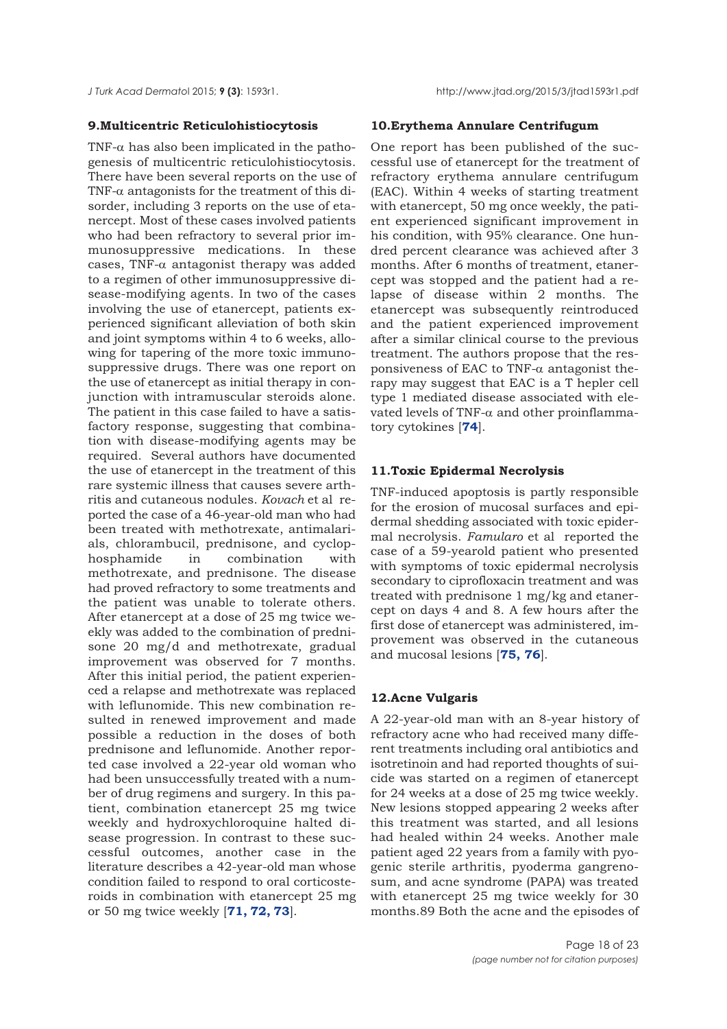## 9.Multicentric Reticulohistiocytosis

TNF-α has also been implicated in the pathogenesis of multicentric reticulohistiocytosis. There have been several reports on the use of TNF-α antagonists for the treatment of this disorder, including 3 reports on the use of etanercept. Most of these cases involved patients who had been refractory to several prior immunosuppressive medications. In these cases, TNF-α antagonist therapy was added to a regimen of other immunosuppressive disease-modifying agents. In two of the cases involving the use of etanercept, patients experienced significant alleviation of both skin and joint symptoms within 4 to 6 weeks, allowing for tapering of the more toxic immunosuppressive drugs. There was one report on the use of etanercept as initial therapy in conjunction with intramuscular steroids alone. The patient in this case failed to have a satisfactory response, suggesting that combination with disease-modifying agents may be required. Several authors have documented the use of etanercept in the treatment of this rare systemic illness that causes severe arthritis and cutaneous nodules. *Kovach* et al reported the case of a 46-year-old man who had been treated with methotrexate, antimalarials, chlorambucil, prednisone, and cyclophosphamide in combination with methotrexate, and prednisone. The disease had proved refractory to some treatments and the patient was unable to tolerate others. After etanercept at a dose of 25 mg twice weekly was added to the combination of prednisone 20 mg/d and methotrexate, gradual improvement was observed for 7 months. After this initial period, the patient experienced a relapse and methotrexate was replaced with leflunomide. This new combination resulted in renewed improvement and made possible a reduction in the doses of both prednisone and leflunomide. Another reported case involved a 22-year old woman who had been unsuccessfully treated with a number of drug regimens and surgery. In this patient, combination etanercept 25 mg twice weekly and hydroxychloroquine halted disease progression. In contrast to these successful outcomes, another case in the literature describes a 42-year-old man whose condition failed to respond to oral corticosteroids in combination with etanercept 25 mg or 50 mg twice weekly [**71, 72, 73**].

## 10.Erythema Annulare Centrifugum

One report has been published of the successful use of etanercept for the treatment of refractory erythema annulare centrifugum (EAC). Within 4 weeks of starting treatment with etanercept, 50 mg once weekly, the patient experienced significant improvement in his condition, with 95% clearance. One hundred percent clearance was achieved after 3 months. After 6 months of treatment, etanercept was stopped and the patient had a relapse of disease within 2 months. The etanercept was subsequently reintroduced and the patient experienced improvement after a similar clinical course to the previous treatment. The authors propose that the responsiveness of EAC to TNF-α antagonist therapy may suggest that EAC is a T hepler cell type 1 mediated disease associated with elevated levels of TNF-α and other proinflammatory cytokines [**74**].

## 11.Toxic Epidermal Necrolysis

TNF-induced apoptosis is partly responsible for the erosion of mucosal surfaces and epidermal shedding associated with toxic epidermal necrolysis. *Famularo* et al reported the case of a 59-yearold patient who presented with symptoms of toxic epidermal necrolysis secondary to ciprofloxacin treatment and was treated with prednisone 1 mg/kg and etanercept on days 4 and 8. A few hours after the first dose of etanercept was administered, improvement was observed in the cutaneous and mucosal lesions [**75, 76**].

## 12.Acne Vulgaris

A 22-year-old man with an 8-year history of refractory acne who had received many different treatments including oral antibiotics and isotretinoin and had reported thoughts of suicide was started on a regimen of etanercept for 24 weeks at a dose of 25 mg twice weekly. New lesions stopped appearing 2 weeks after this treatment was started, and all lesions had healed within 24 weeks. Another male patient aged 22 years from a family with pyogenic sterile arthritis, pyoderma gangrenosum, and acne syndrome (PAPA) was treated with etanercept 25 mg twice weekly for 30 months.89 Both the acne and the episodes of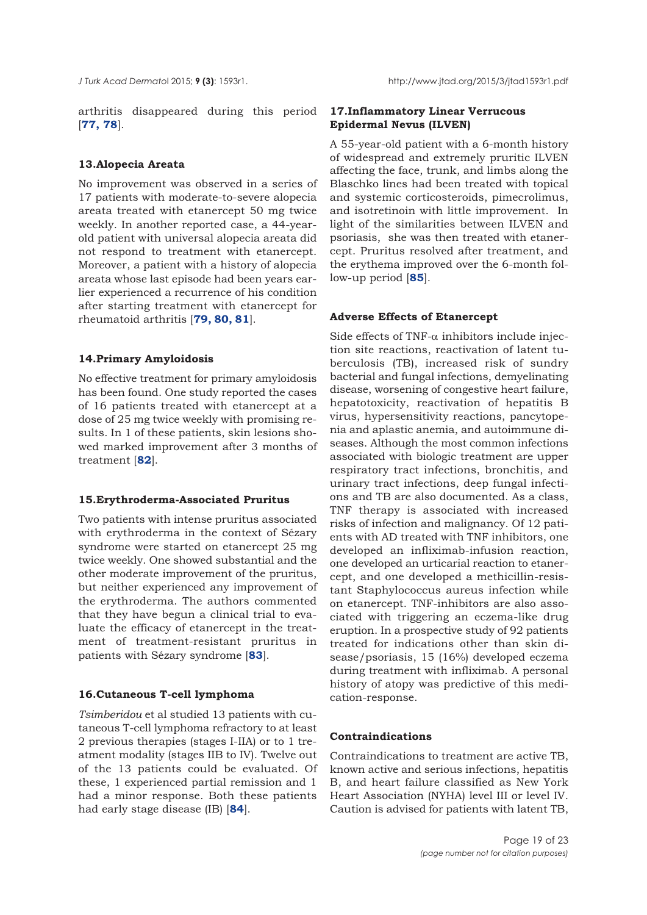arthritis disappeared during this period [**77, 78**].

### 13.Alopecia Areata

No improvement was observed in a series of 17 patients with moderate-to-severe alopecia areata treated with etanercept 50 mg twice weekly. In another reported case, a 44-year-old patient with universal alopecia areata did not respond to treatment with etanercept. Moreover, a patient with a history of alopecia areata whose last episode had been years earlier experienced a recurrence of his condition after starting treatment with etanercept for rheumatoid arthritis [**79, 80, 81**].

### 14.Primary Amyloidosis

No effective treatment for primary amyloidosis has been found. One study reported the cases of 16 patients treated with etanercept at a dose of 25 mg twice weekly with promising results. In 1 of these patients, skin lesions showed marked improvement after 3 months of treatment [**82**].

### 15.Erythroderma-Associated Pruritus

Two patients with intense pruritus associated with erythroderma in the context of Sézary syndrome were started on etanercept 25 mg twice weekly. One showed substantial and the other moderate improvement of the pruritus, but neither experienced any improvement of the erythroderma. The authors commented that they have begun a clinical trial to evaluate the efficacy of etanercept in the treatment of treatment-resistant pruritus in patients with Sézary syndrome [**83**].

### 16.Cutaneous T-cell lymphoma

*Tsimberidou* et al studied 13 patients with cutaneous T-cell lymphoma refractory to at least 2 previous therapies (stages I-IIA) or to 1 treatment modality (stages IIB to IV). Twelve out of the 13 patients could be evaluated. Of these, 1 experienced partial remission and 1 had a minor response. Both these patients had early stage disease (IB) [**84**].

### 17.Inflammatory Linear Verrucous Epidermal Nevus (ILVEN)

A 55-year-old patient with a 6-month history of widespread and extremely pruritic ILVEN affecting the face, trunk, and limbs along the Blaschko lines had been treated with topical and systemic corticosteroids, pimecrolimus, and isotretinoin with little improvement. In light of the similarities between ILVEN and psoriasis, she was then treated with etanercept. Pruritus resolved after treatment, and the erythema improved over the 6-month follow-up period [**85**].

### Adverse Effects of Etanercept

Side effects of TNF-α inhibitors include injection site reactions, reactivation of latent tuberculosis (TB), increased risk of sundry bacterial and fungal infections, demyelinating disease, worsening of congestive heart failure, hepatotoxicity, reactivation of hepatitis B virus, hypersensitivity reactions, pancytopenia and aplastic anemia, and autoimmune diseases. Although the most common infections associated with biologic treatment are upper respiratory tract infections, bronchitis, and urinary tract infections, deep fungal infections and TB are also documented. As a class, TNF therapy is associated with increased risks of infection and malignancy. Of 12 patients with AD treated with TNF inhibitors, one developed an infliximab-infusion reaction, one developed an urticarial reaction to etanercept, and one developed a methicillin-resistant Staphylococcus aureus infection while on etanercept. TNF-inhibitors are also associated with triggering an eczema-like drug eruption. In a prospective study of 92 patients treated for indications other than skin disease/psoriasis, 15 (16%) developed eczema during treatment with infliximab. A personal history of atopy was predictive of this medication-response.

### Contraindications

Contraindications to treatment are active TB, known active and serious infections, hepatitis B, and heart failure classified as New York Heart Association (NYHA) level III or level IV. Caution is advised for patients with latent TB,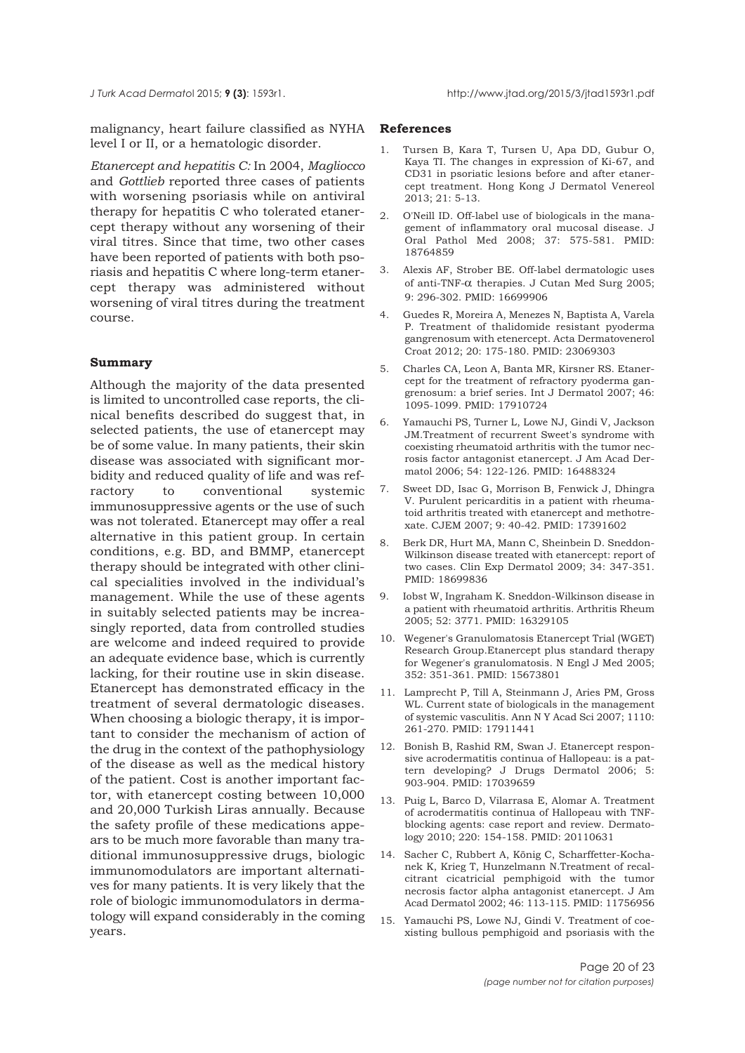malignancy, heart failure classified as NYHA level I or II, or a hematologic disorder.

*Etanercept and hepatitis C:* In 2004, *Magliocco* and *Gottlieb* reported three cases of patients with worsening psoriasis while on antiviral therapy for hepatitis C who tolerated etanercept therapy without any worsening of their viral titres. Since that time, two other cases have been reported of patients with both psoriasis and hepatitis C where long-term etanercept therapy was administered without worsening of viral titres during the treatment course.

## Summary

Although the majority of the data presented is limited to uncontrolled case reports, the clinical benefits described do suggest that, in selected patients, the use of etanercept may be of some value. In many patients, their skin disease was associated with significant morbidity and reduced quality of life and was refractory to conventional systemic immunosuppressive agents or the use of such was not tolerated. Etanercept may offer a real alternative in this patient group. In certain conditions, e.g. BD, and BMMP, etanercept therapy should be integrated with other clinical specialities involved in the individual's management. While the use of these agents in suitably selected patients may be increasingly reported, data from controlled studies are welcome and indeed required to provide an adequate evidence base, which is currently lacking, for their routine use in skin disease. Etanercept has demonstrated efficacy in the treatment of several dermatologic diseases. When choosing a biologic therapy, it is important to consider the mechanism of action of the drug in the context of the pathophysiology of the disease as well as the medical history of the patient. Cost is another important factor, with etanercept costing between 10,000 and 20,000 Turkish Liras annually. Because the safety profile of these medications appears to be much more favorable than many traditional immunosuppressive drugs, biologic immunomodulators are important alternatives for many patients. It is very likely that the role of biologic immunomodulators in dermatology will expand considerably in the coming years.

## References

1. Tursen B, Kara T, Tursen U, Apa DD, Gubur O, Kaya TI. The changes in expression of Ki-67, and CD31 in psoriatic lesions before and after etanercept treatment. Hong Kong J Dermatol Venereol 2013; 21: 5-13.
2. O'Neill ID. Off-label use of biologicals in the management of inflammatory oral mucosal disease. J Oral Pathol Med 2008; 37: 575-581. PMID: 18764859
3. Alexis AF, Strober BE. Off-label dermatologic uses of anti-TNF-α therapies. J Cutan Med Surg 2005; 9: 296-302. PMID: 16699906
4. Guedes R, Moreira A, Menezes N, Baptista A, Varela P. Treatment of thalidomide resistant pyoderma gangrenosum with etenercept. Acta Dermatovenerol Croat 2012; 20: 175-180. PMID: 23069303
5. Charles CA, Leon A, Banta MR, Kirsner RS. Etanercept for the treatment of refractory pyoderma gangrenosum: a brief series. Int J Dermatol 2007; 46: 1095-1099. PMID: 17910724
6. Yamauchi PS, Turner L, Lowe NJ, Gindi V, Jackson JM.Treatment of recurrent Sweet's syndrome with coexisting rheumatoid arthritis with the tumor necrosis factor antagonist etanercept. J Am Acad Dermatol 2006; 54: 122-126. PMID: 16488324
7. Sweet DD, Isac G, Morrison B, Fenwick J, Dhingra V. Purulent pericarditis in a patient with rheumatoid arthritis treated with etanercept and methotrexate. CJEM 2007; 9: 40-42. PMID: 17391602
8. Berk DR, Hurt MA, Mann C, Sheinbein D. Sneddon-Wilkinson disease treated with etanercept: report of two cases. Clin Exp Dermatol 2009; 34: 347-351. PMID: 18699836
9. Iobst W, Ingraham K. Sneddon-Wilkinson disease in a patient with rheumatoid arthritis. Arthritis Rheum 2005; 52: 3771. PMID: 16329105
10. Wegener's Granulomatosis Etanercept Trial (WGET) Research Group.Etanercept plus standard therapy for Wegener's granulomatosis. N Engl J Med 2005; 352: 351-361. PMID: 15673801
11. Lamprecht P, Till A, Steinmann J, Aries PM, Gross WL. Current state of biologicals in the management of systemic vasculitis. Ann N Y Acad Sci 2007; 1110: 261-270. PMID: 17911441
12. Bonish B, Rashid RM, Swan J. Etanercept responsive acrodermatitis continua of Hallopeau: is a pattern developing? J Drugs Dermatol 2006; 5: 903-904. PMID: 17039659
13. Puig L, Barco D, Vilarrasa E, Alomar A. Treatment of acrodermatitis continua of Hallopeau with TNF-blocking agents: case report and review. Dermatology 2010; 220: 154-158. PMID: 20110631
14. Sacher C, Rubbert A, König C, Scharffetter-Kochanek K, Krieg T, Hunzelmann N.Treatment of recalcitrant cicatricial pemphigoid with the tumor necrosis factor alpha antagonist etanercept. J Am Acad Dermatol 2002; 46: 113-115. PMID: 11756956
15. Yamauchi PS, Lowe NJ, Gindi V. Treatment of coexisting bullous pemphigoid and psoriasis with the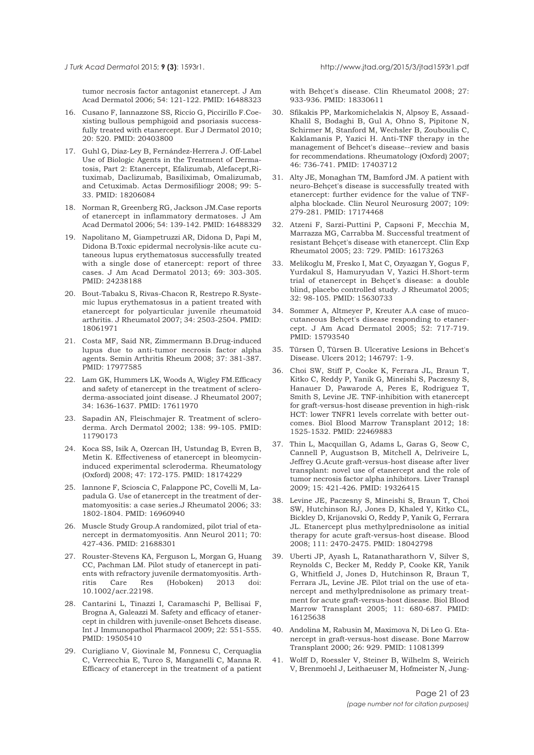tumor necrosis factor antagonist etanercept. J Am Acad Dermatol 2006; 54: 121-122. PMID: 16488323

16. Cusano F, Iannazzone SS, Riccio G, Piccirillo F.Coexisting bullous pemphigoid and psoriasis successfully treated with etanercept. Eur J Dermatol 2010; 20: 520. PMID: 20403800

17. Guhl G, Díaz-Ley B, Fernández-Herrera J. Off-Label Use of Biologic Agents in the Treatment of Dermatosis, Part 2: Etanercept, Efalizumab, Alefacept,Rituximab, Daclizumab, Basiliximab, Omalizumab, and Cetuximab. Actas Dermosifiliogr 2008; 99: 5-33. PMID: 18206084

18. Norman R, Greenberg RG, Jackson JM.Case reports of etanercept in inflammatory dermatoses. J Am Acad Dermatol 2006; 54: 139-142. PMID: 16488329

19. Napolitano M, Giampetruzzi AR, Didona D, Papi M, Didona B.Toxic epidermal necrolysis-like acute cutaneous lupus erythematosus successfully treated with a single dose of etanercept: report of three cases. J Am Acad Dermatol 2013; 69: 303-305. PMID: 24238188

20. Bout-Tabaku S, Rivas-Chacon R, Restrepo R.Systemic lupus erythematosus in a patient treated with etanercept for polyarticular juvenile rheumatoid arthritis. J Rheumatol 2007; 34: 2503-2504. PMID: 18061971

21. Costa MF, Said NR, Zimmermann B.Drug-induced lupus due to anti-tumor necrosis factor alpha agents. Semin Arthritis Rheum 2008; 37: 381-387. PMID: 17977585

22. Lam GK, Hummers LK, Woods A, Wigley FM.Efficacy and safety of etanercept in the treatment of scleroderma-associated joint disease. J Rheumatol 2007; 34: 1636-1637. PMID: 17611970

23. Sapadin AN, Fleischmajer R. Treatment of scleroderma. Arch Dermatol 2002; 138: 99-105. PMID: 11790173

24. Koca SS, Isik A, Ozercan IH, Ustundag B, Evren B, Metin K. Effectiveness of etanercept in bleomycin-induced experimental scleroderma. Rheumatology (Oxford) 2008; 47: 172-175. PMID: 18174229

25. Iannone F, Scioscia C, Falappone PC, Covelli M, Lapadula G. Use of etanercept in the treatment of dermatomyositis: a case series.J Rheumatol 2006; 33: 1802-1804. PMID: 16960940

26. Muscle Study Group.A randomized, pilot trial of etanercept in dermatomyositis. Ann Neurol 2011; 70: 427-436. PMID: 21688301

27. Rouster-Stevens KA, Ferguson L, Morgan G, Huang CC, Pachman LM. Pilot study of etanercept in patients with refractory juvenile dermatomyositis. Arthritis Care Res (Hoboken) 2013 doi: 10.1002/acr.22198.

28. Cantarini L, Tinazzi I, Caramaschi P, Bellisai F, Brogna A, Galeazzi M. Safety and efficacy of etanercept in children with juvenile-onset Behcets disease. Int J Immunopathol Pharmacol 2009; 22: 551-555. PMID: 19505410

29. Curigliano V, Giovinale M, Fonnesu C, Cerquaglia C, Verrecchia E, Turco S, Manganelli C, Manna R. Efficacy of etanercept in the treatment of a patient with Behçet's disease. Clin Rheumatol 2008; 27: 933-936. PMID: 18330611

30. Sfikakis PP, Markomichelakis N, Alpsoy E, Assaad-Khalil S, Bodaghi B, Gul A, Ohno S, Pipitone N, Schirmer M, Stanford M, Wechsler B, Zouboulis C, Kaklamanis P, Yazici H. Anti-TNF therapy in the management of Behcet's disease--review and basis for recommendations. Rheumatology (Oxford) 2007; 46: 736-741. PMID: 17403712

31. Alty JE, Monaghan TM, Bamford JM. A patient with neuro-Behçet's disease is successfully treated with etanercept: further evidence for the value of TNF-alpha blockade. Clin Neurol Neurosurg 2007; 109: 279-281. PMID: 17174468

32. Atzeni F, Sarzi-Puttini P, Capsoni F, Mecchia M, Marrazza MG, Carrabba M. Successful treatment of resistant Behçet's disease with etanercept. Clin Exp Rheumatol 2005; 23: 729. PMID: 16173263

33. Melikoglu M, Fresko I, Mat C, Ozyazgan Y, Gogus F, Yurdakul S, Hamuryudan V, Yazici H.Short-term trial of etanercept in Behçet's disease: a double blind, placebo controlled study. J Rheumatol 2005; 32: 98-105. PMID: 15630733

34. Sommer A, Altmeyer P, Kreuter A.A case of mucocutaneous Behçet's disease responding to etanercept. J Am Acad Dermatol 2005; 52: 717-719. PMID: 15793540

35. Tüzsen Ü, Türsen B. Ulcerative Lesions in Behcet's Disease. Ulcers 2012; 146797: 1-9.

36. Choi SW, Stiff P, Cooke K, Ferrara JL, Braun T, Kitko C, Reddy P, Yanik G, Mineishi S, Paczesny S, Hanauer D, Pawarode A, Peres E, Rodriguez T, Smith S, Levine JE. TNF-inhibition with etanercept for graft-versus-host disease prevention in high-risk HCT: lower TNFR1 levels correlate with better outcomes. Biol Blood Marrow Transplant 2012; 18: 1525-1532. PMID: 22469883

37. Thin L, Macquillan G, Adams L, Garas G, Seow C, Cannell P, Augustson B, Mitchell A, Delriveire L, Jeffrey G.Acute graft-versus-host disease after liver transplant: novel use of etanercept and the role of tumor necrosis factor alpha inhibitors. Liver Transpl 2009; 15: 421-426. PMID: 19326415

38. Levine JE, Paczesny S, Mineishi S, Braun T, Choi SW, Hutchinson RJ, Jones D, Khaled Y, Kitko CL, Bickley D, Krijanovski O, Reddy P, Yanik G, Ferrara JL. Etanercept plus methylprednisolone as initial therapy for acute graft-versus-host disease. Blood 2008; 111: 2470-2475. PMID: 18042798

39. Uberti JP, Ayash L, Ratanatharathorn V, Silver S, Reynolds C, Becker M, Reddy P, Cooke KR, Yanik G, Whitfield J, Jones D, Hutchinson R, Braun T, Ferrara JL, Levine JE. Pilot trial on the use of etanercept and methylprednisolone as primary treatment for acute graft-versus-host disease. Biol Blood Marrow Transplant 2005; 11: 680-687. PMID: 16125638

40. Andolina M, Rabusin M, Maximova N, Di Leo G. Etanercept in graft-versus-host disease. Bone Marrow Transplant 2000; 26: 929. PMID: 11081399

41. Wolff D, Roessler V, Steiner B, Wilhelm S, Weirich V, Brenmoehl J, Leithaeuser M, Hofmeister N, Jung-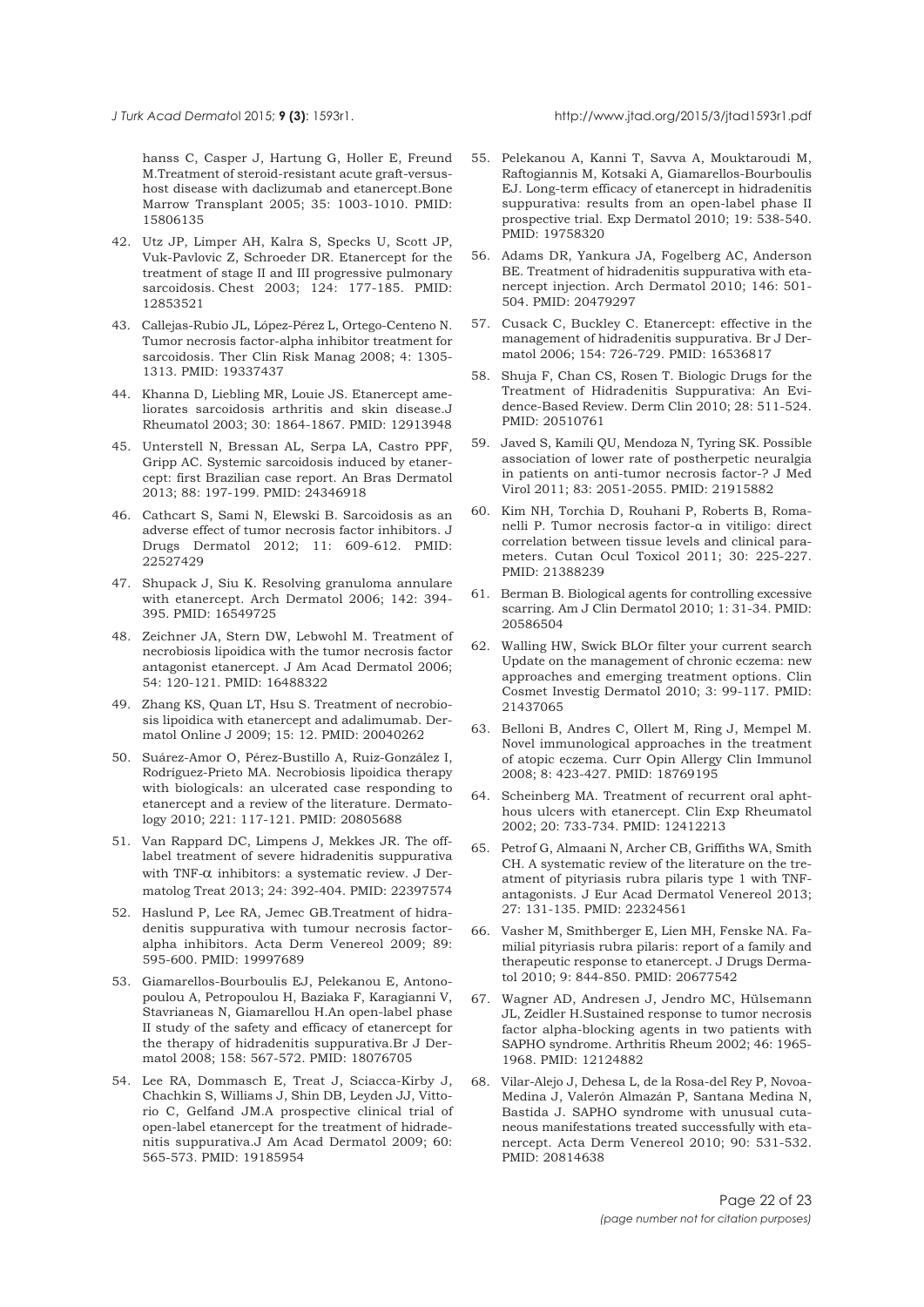hanss C, Casper J, Hartung G, Holler E, Freund M.Treatment of steroid-resistant acute graft-versus-host disease with daclizumab and etanercept.Bone Marrow Transplant 2005; 35: 1003-1010. PMID: 15806135

42. Utz JP, Limper AH, Kalra S, Specks U, Scott JP, Vuk-Pavlovic Z, Schroeder DR. Etanercept for the treatment of stage II and III progressive pulmonary sarcoidosis. Chest 2003; 124: 177-185. PMID: 12853521
43. Callejas-Rubio JL, López-Pérez L, Ortego-Centeno N. Tumor necrosis factor-alpha inhibitor treatment for sarcoidosis. Ther Clin Risk Manag 2008; 4: 1305-1313. PMID: 19337437
44. Khanna D, Liebling MR, Louie JS. Etanercept ameliorates sarcoidosis arthritis and skin disease.J Rheumatol 2003; 30: 1864-1867. PMID: 12913948
45. Unterstell N, Bressan AL, Serpa LA, Castro PPF, Gripp AC. Systemic sarcoidosis induced by etanercept: first Brazilian case report. An Bras Dermatol 2013; 88: 197-199. PMID: 24346918
46. Cathcart S, Sami N, Elewski B. Sarcoidosis as an adverse effect of tumor necrosis factor inhibitors. J Drugs Dermatol 2012; 11: 609-612. PMID: 22527429
47. Shupack J, Siu K. Resolving granuloma annulare with etanercept. Arch Dermatol 2006; 142: 394-395. PMID: 16549725
48. Zeichner JA, Stern DW, Lebwohl M. Treatment of necrobiosis lipoidica with the tumor necrosis factor antagonist etanercept. J Am Acad Dermatol 2006; 54: 120-121. PMID: 16488322
49. Zhang KS, Quan LT, Hsu S. Treatment of necrobiosis lipoidica with etanercept and adalimumab. Dermatol Online J 2009; 15: 12. PMID: 20040262
50. Suárez-Amor O, Pérez-Bustillo A, Ruiz-González I, Rodríguez-Prieto MA. Necrobiosis lipoidica therapy with biologicals: an ulcerated case responding to etanercept and a review of the literature. Dermatology 2010; 221: 117-121. PMID: 20805688
51. Van Rappard DC, Limpens J, Mekkes JR. The off-label treatment of severe hidradenitis suppurativa with TNF-$\alpha$ inhibitors: a systematic review. J Dermatolog Treat 2013; 24: 392-404. PMID: 22397574
52. Haslund P, Lee RA, Jemec GB.Treatment of hidradenitis suppurativa with tumour necrosis factor-alpha inhibitors. Acta Derm Venereol 2009; 89: 595-600. PMID: 19997689
53. Giamarellos-Bourboulis EJ, Pelekanou E, Antonopoulou A, Petropoulou H, Baziaka F, Karagianni V, Stavrianeas N, Giamarellou H.An open-label phase II study of the safety and efficacy of etanercept for the therapy of hidradenitis suppurativa.Br J Dermatol 2008; 158: 567-572. PMID: 18076705
54. Lee RA, Dommasch E, Treat J, Sciacca-Kirby J, Chachkin S, Williams J, Shin DB, Leyden JJ, Vittorio C, Gelfand JM.A prospective clinical trial of open-label etanercept for the treatment of hidradenitis suppurativa.J Am Acad Dermatol 2009; 60: 565-573. PMID: 19185954
55. Pelekanou A, Kanni T, Savva A, Mouktaroudi M, Raftogiannis M, Kotsaki A, Giamarellos-Bourboulis EJ. Long-term efficacy of etanercept in hidradenitis suppurativa: results from an open-label phase II prospective trial. Exp Dermatol 2010; 19: 538-540. PMID: 19758320
56. Adams DR, Yankura JA, Fogelberg AC, Anderson BE. Treatment of hidradenitis suppurativa with etanercept injection. Arch Dermatol 2010; 146: 501-504. PMID: 20479297
57. Cusack C, Buckley C. Etanercept: effective in the management of hidradenitis suppurativa. Br J Dermatol 2006; 154: 726-729. PMID: 16536817
58. Shuja F, Chan CS, Rosen T. Biologic Drugs for the Treatment of Hidradenitis Suppurativa: An Evidence-Based Review. Derm Clin 2010; 28: 511-524. PMID: 20510761
59. Javed S, Kamili QU, Mendoza N, Tyring SK. Possible association of lower rate of postherpetic neuralgia in patients on anti-tumor necrosis factor-? J Med Virol 2011; 83: 2051-2055. PMID: 21915882
60. Kim NH, Torchia D, Rouhani P, Roberts B, Romanelli P. Tumor necrosis factor-α in vitiligo: direct correlation between tissue levels and clinical parameters. Cutan Ocul Toxicol 2011; 30: 225-227. PMID: 21388239
61. Berman B. Biological agents for controlling excessive scarring. Am J Clin Dermatol 2010; 1: 31-34. PMID: 20586504
62. Walling HW, Swick BLOr filter your current search Update on the management of chronic eczema: new approaches and emerging treatment options. Clin Cosmet Investig Dermatol 2010; 3: 99-117. PMID: 21437065
63. Belloni B, Andres C, Ollert M, Ring J, Mempel M. Novel immunological approaches in the treatment of atopic eczema. Curr Opin Allergy Clin Immunol 2008; 8: 423-427. PMID: 18769195
64. Scheinberg MA. Treatment of recurrent oral aphthous ulcers with etanercept. Clin Exp Rheumatol 2002; 20: 733-734. PMID: 12412213
65. Petrof G, Almaani N, Archer CB, Griffiths WA, Smith CH. A systematic review of the literature on the treatment of pityriasis rubra pilaris type 1 with TNF-antagonists. J Eur Acad Dermatol Venereol 2013; 27: 131-135. PMID: 22324561
66. Vasher M, Smithberger E, Lien MH, Fenske NA. Familial pityriasis rubra pilaris: report of a family and therapeutic response to etanercept. J Drugs Dermatol 2010; 9: 844-850. PMID: 20677542
67. Wagner AD, Andresen J, Jendro MC, Hülsemann JL, Zeidler H.Sustained response to tumor necrosis factor alpha-blocking agents in two patients with SAPHO syndrome. Arthritis Rheum 2002; 46: 1965-1968. PMID: 12124882
68. Vilar-Alejo J, Dehesa L, de la Rosa-del Rey P, Novoa-Medina J, Valerón Almazán P, Santana Medina N, Bastida J. SAPHO syndrome with unusual cutaneous manifestations treated successfully with etanercept. Acta Derm Venereol 2010; 90: 531-532. PMID: 20814638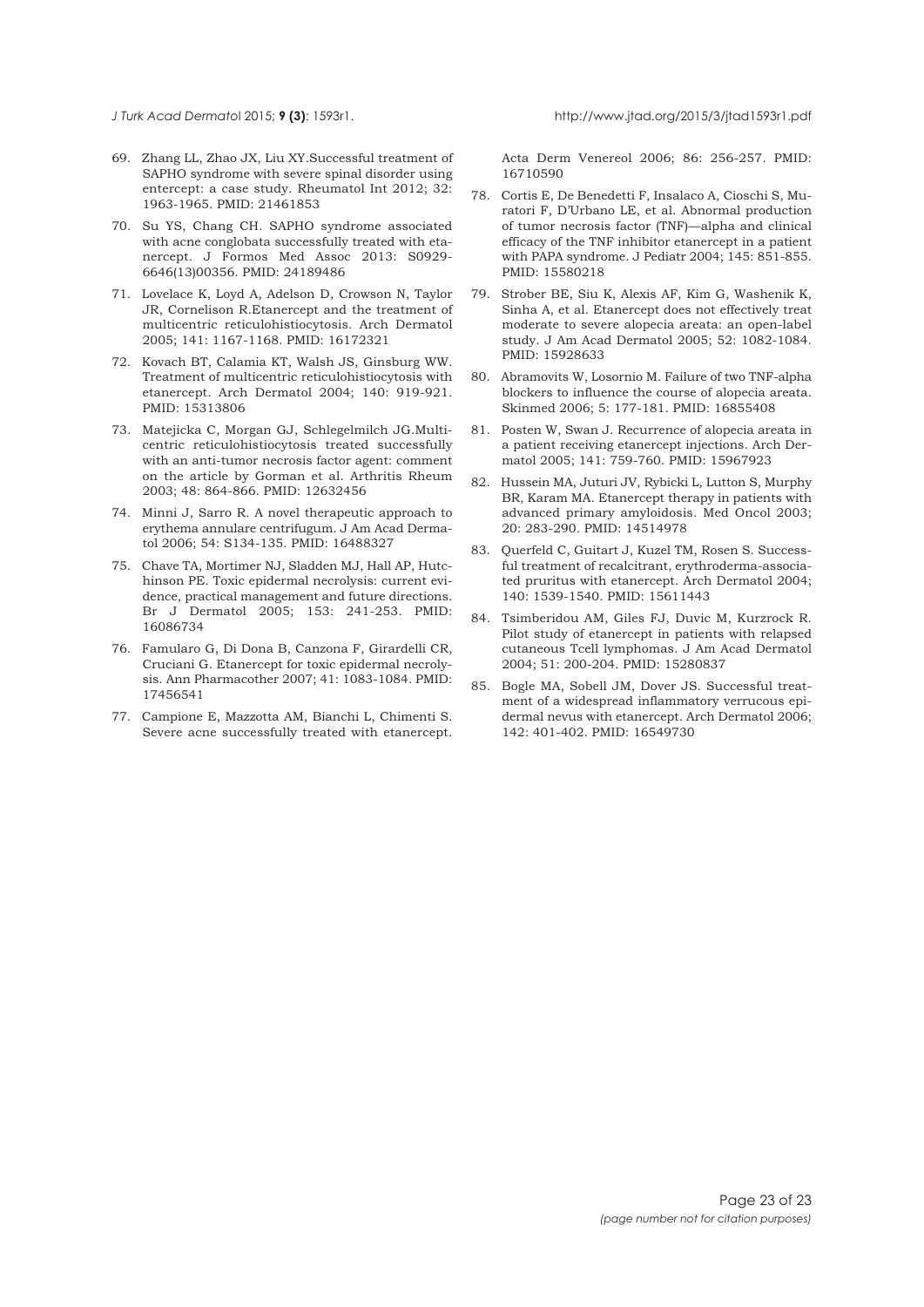69. Zhang LL, Zhao JX, Liu XY.Successful treatment of SAPHO syndrome with severe spinal disorder using entercept: a case study. Rheumatol Int 2012; 32: 1963-1965. PMID: 21461853

70. Su YS, Chang CH. SAPHO syndrome associated with acne conglobata successfully treated with etanercept. J Formos Med Assoc 2013: S0929-6646(13)00356. PMID: 24189486

71. Lovelace K, Loyd A, Adelson D, Crowson N, Taylor JR, Cornelison R.Etanercept and the treatment of multicentric reticulohistiocytosis. Arch Dermatol 2005; 141: 1167-1168. PMID: 16172321

72. Kovach BT, Calamia KT, Walsh JS, Ginsburg WW. Treatment of multicentric reticulohistiocytosis with etanercept. Arch Dermatol 2004; 140: 919-921. PMID: 15313806

73. Matejicka C, Morgan GJ, Schlegelmilch JG.Multicentric reticulohistiocytosis treated successfully with an anti-tumor necrosis factor agent: comment on the article by Gorman et al. Arthritis Rheum 2003; 48: 864-866. PMID: 12632456

74. Minni J, Sarro R. A novel therapeutic approach to erythema annulare centrifugum. J Am Acad Dermatol 2006; 54: S134-135. PMID: 16488327

75. Chave TA, Mortimer NJ, Sladden MJ, Hall AP, Hutchinson PE. Toxic epidermal necrolysis: current evidence, practical management and future directions. Br J Dermatol 2005; 153: 241-253. PMID: 16086734

76. Famularo G, Di Dona B, Canzona F, Girardelli CR, Cruciani G. Etanercept for toxic epidermal necrolysis. Ann Pharmacother 2007; 41: 1083-1084. PMID: 17456541

77. Campione E, Mazzotta AM, Bianchi L, Chimenti S. Severe acne successfully treated with etanercept. Acta Derm Venereol 2006; 86: 256-257. PMID: 16710590

78. Cortis E, De Benedetti F, Insalaco A, Cioschi S, Muratori F, D'Urbano LE, et al. Abnormal production of tumor necrosis factor (TNF)—alpha and clinical efficacy of the TNF inhibitor etanercept in a patient with PAPA syndrome. J Pediatr 2004; 145: 851-855. PMID: 15580218

79. Strober BE, Siu K, Alexis AF, Kim G, Washenik K, Sinha A, et al. Etanercept does not effectively treat moderate to severe alopecia areata: an open-label study. J Am Acad Dermatol 2005; 52: 1082-1084. PMID: 15928633

80. Abramovits W, Losornio M. Failure of two TNF-alpha blockers to influence the course of alopecia areata. Skinmed 2006; 5: 177-181. PMID: 16855408

81. Posten W, Swan J. Recurrence of alopecia areata in a patient receiving etanercept injections. Arch Dermatol 2005; 141: 759-760. PMID: 15967923

82. Hussein MA, Juturi JV, Rybicki L, Lutton S, Murphy BR, Karam MA. Etanercept therapy in patients with advanced primary amyloidosis. Med Oncol 2003; 20: 283-290. PMID: 14514978

83. Querfeld C, Guitart J, Kuzel TM, Rosen S. Successful treatment of recalcitrant, erythroderma-associated pruritus with etanercept. Arch Dermatol 2004; 140: 1539-1540. PMID: 15611443

84. Tsimberidou AM, Giles FJ, Duvic M, Kurzrock R. Pilot study of etanercept in patients with relapsed cutaneous Tcell lymphomas. J Am Acad Dermatol 2004; 51: 200-204. PMID: 15280837

85. Bogle MA, Sobell JM, Dover JS. Successful treatment of a widespread inflammatory verrucous epidermal nevus with etanercept. Arch Dermatol 2006; 142: 401-402. PMID: 16549730